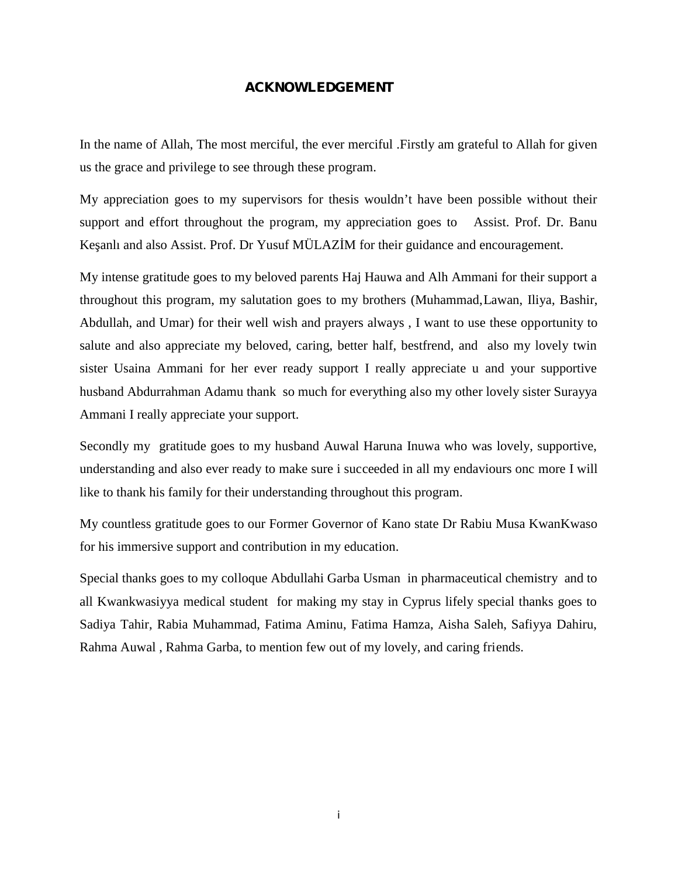# ACKNOWLEDGEMENT

In the name of Allah, The most merciful, the ever merciful .Firstly am grateful to Allah for given us the grace and privilege to see through these program.

My appreciation goes to my supervisors for thesis wouldn't have been possible without their support and effort throughout the program, my appreciation goes to Assist. Prof. Dr. Banu Keşanlı and also Assist. Prof. Dr Yusuf MÜLAZİM for their guidance and encouragement.

My intense gratitude goes to my beloved parents Haj Hauwa and Alh Ammani for their support a throughout this program, my salutation goes to my brothers (Muhammad,Lawan, Iliya, Bashir, Abdullah, and Umar) for their well wish and prayers always , I want to use these opportunity to salute and also appreciate my beloved, caring, better half, bestfrend, and also my lovely twin sister Usaina Ammani for her ever ready support I really appreciate u and your supportive husband Abdurrahman Adamu thank so much for everything also my other lovely sister Surayya Ammani I really appreciate your support.

Secondly my gratitude goes to my husband Auwal Haruna Inuwa who was lovely, supportive, understanding and also ever ready to make sure i succeeded in all my endaviours onc more I will like to thank his family for their understanding throughout this program.

My countless gratitude goes to our Former Governor of Kano state Dr Rabiu Musa KwanKwaso for his immersive support and contribution in my education.

Special thanks goes to my colloque Abdullahi Garba Usman in pharmaceutical chemistry and to all Kwankwasiyya medical student for making my stay in Cyprus lifely special thanks goes to Sadiya Tahir, Rabia Muhammad, Fatima Aminu, Fatima Hamza, Aisha Saleh, Safiyya Dahiru, Rahma Auwal , Rahma Garba, to mention few out of my lovely, and caring friends.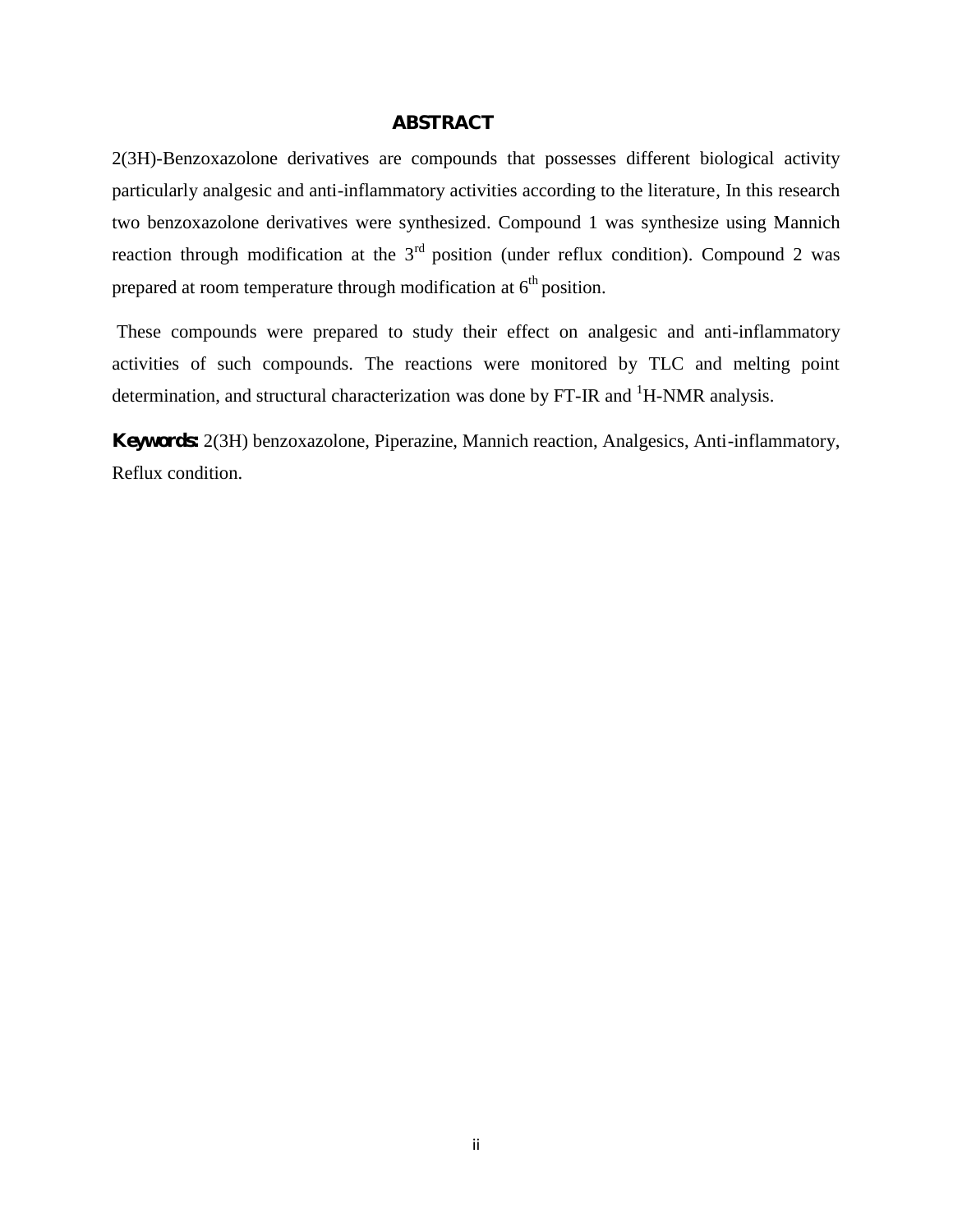# ABSTRACT

2(3H)-Benzoxazolone derivatives are compounds that possesses different biological activity particularly analgesic and anti-inflammatory activities according to the literature, In this research two benzoxazolone derivatives were synthesized. Compound 1 was synthesize using Mannich reaction through modification at the 3$^{rd}$ position (under reflux condition). Compound 2 was prepared at room temperature through modification at 6$^{th}$ position.

These compounds were prepared to study their effect on analgesic and anti-inflammatory activities of such compounds. The reactions were monitored by TLC and melting point determination, and structural characterization was done by FT-IR and $^{1}$H-NMR analysis.

**Keywords:** 2(3H) benzoxazolone, Piperazine, Mannich reaction, Analgesics, Anti-inflammatory, Reflux condition.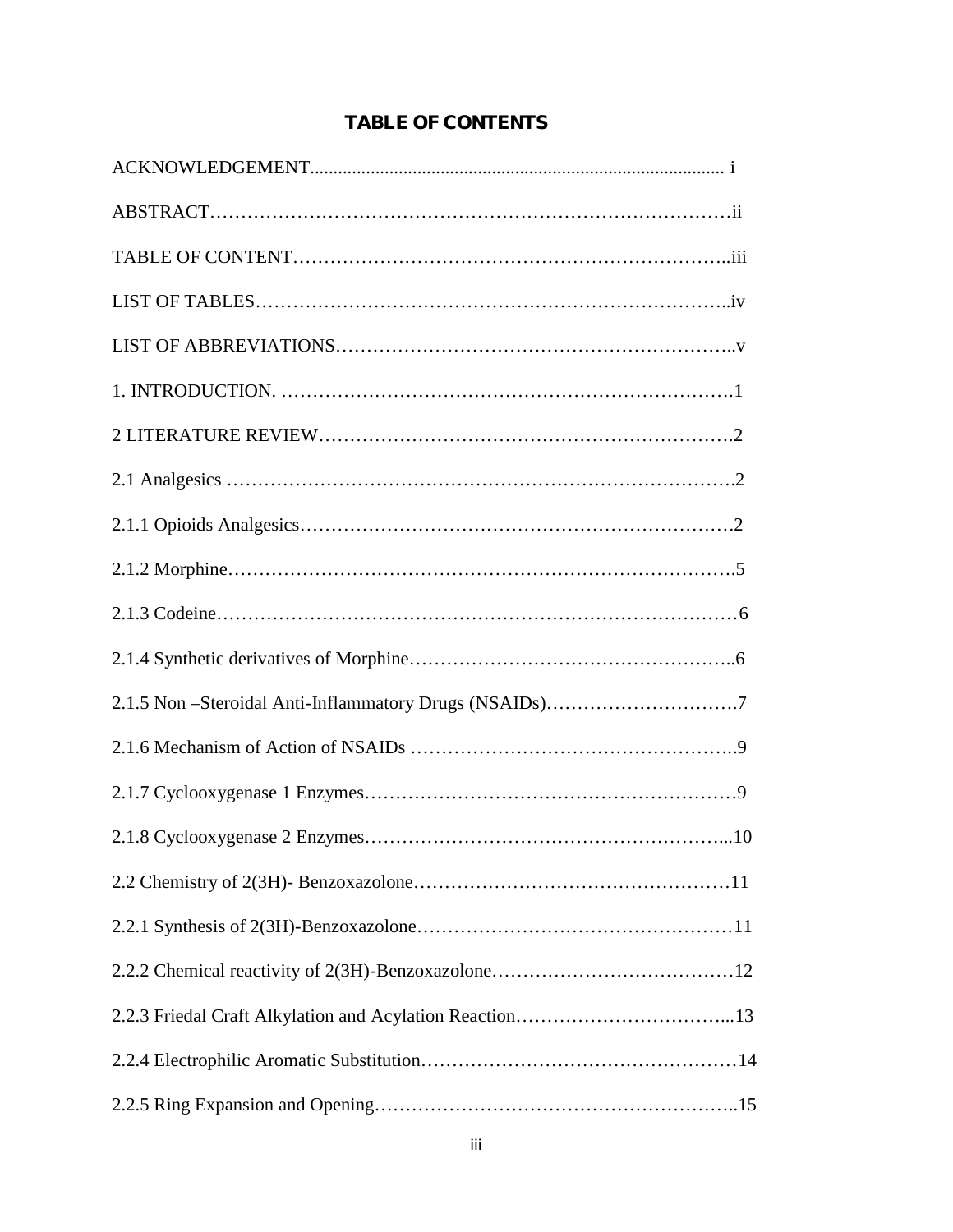# TABLE OF CONTENTS

ACKNOWLEDGEMENT........................................................................................ i

ABSTRACT…………………………………………………………………………ii

TABLE OF CONTENT…………………………………………………………..iii

LIST OF TABLES………………………………………………………………..iv

LIST OF ABBREVIATIONS……………………………………………………..v

1. INTRODUCTION. ……………………………………………………………….1

2 LITERATURE REVIEW………………………………………………………..2

2.1 Analgesics ……………………………………………………………………….2

2.1.1 Opioids Analgesics……………………………………………………………2

2.1.2 Morphine……………………………………………………………………….5

2.1.3 Codeine…………………………………………………………………………6

2.1.4 Synthetic derivatives of Morphine…………………………………………….6

2.1.5 Non –Steroidal Anti-Inflammatory Drugs (NSAIDs)……………………….7

2.1.6 Mechanism of Action of NSAIDs ……………………………………………..9

2.1.7 Cyclooxygenase 1 Enzymes……………………………………………………9

2.1.8 Cyclooxygenase 2 Enzymes…………………………………………………...10

2.2 Chemistry of 2(3H)- Benzoxazolone…………………………………………11

2.2.1 Synthesis of 2(3H)-Benzoxazolone……………………………………………11

2.2.2 Chemical reactivity of 2(3H)-Benzoxazolone…………………………………12

2.2.3 Friedal Craft Alkylation and Acylation Reaction……………………………...13

2.2.4 Electrophilic Aromatic Substitution……………………………………………14

2.2.5 Ring Expansion and Opening…………………………………………………..15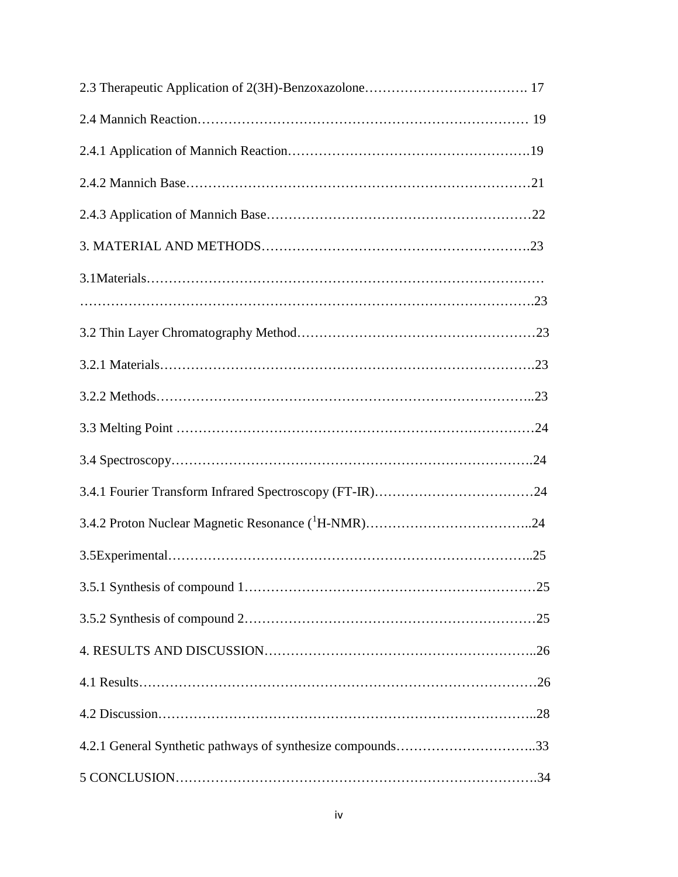2.3 Therapeutic Application of 2(3H)-Benzoxazolone………………………………. 17

2.4 Mannich Reaction………………………………………………………………… 19

2.4.1 Application of Mannich Reaction……………………………………………….19

2.4.2 Mannich Base……………………………………………………………………21

2.4.3 Application of Mannich Base……………………………………………………22

3. MATERIAL AND METHODS…………………………………………………….23

3.1Materials……………………………………………………………………………
……………………………………………………………………………………….23

3.2 Thin Layer Chromatography Method………………………………………………23

3.2.1 Materials………………………………………………………………………….23

3.2.2 Methods…………………………………………………………………………..23

3.3 Melting Point …………………………………………………………………………24

3.4 Spectroscopy………………………………………………………………………..24

3.4.1 Fourier Transform Infrared Spectroscopy (FT-IR)………………………………24

3.4.2 Proton Nuclear Magnetic Resonance ($^1$H-NMR)………………………………..24

3.5Experimental…………………………………………………………………………..25

3.5.1 Synthesis of compound 1…………………………………………………………25

3.5.2 Synthesis of compound 2…………………………………………………………25

4. RESULTS AND DISCUSSION……………………………………………………..26

4.1 Results…………………………………………………………………………………26

4.2 Discussion……………………………………………………………………………..28

4.2.1 General Synthetic pathways of synthesize compounds…………………………..33

5 CONCLUSION…………………………………………………………………………34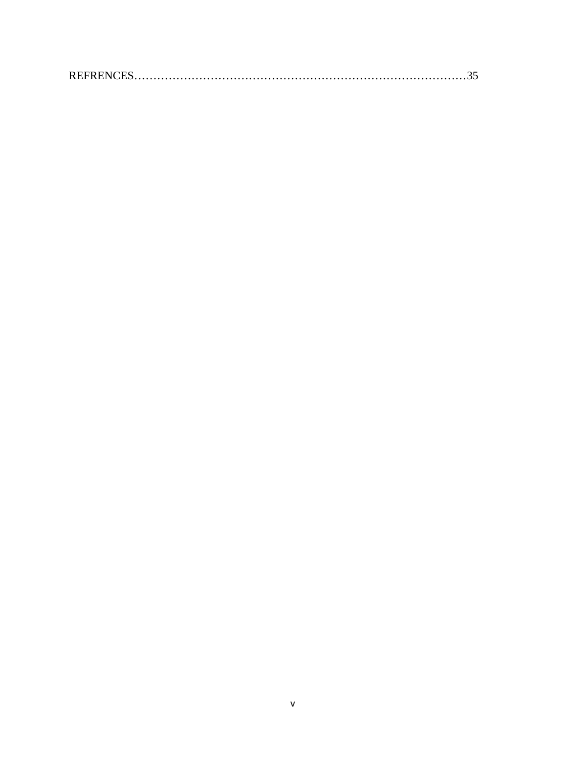REFRENCES……………………………………………………………………………35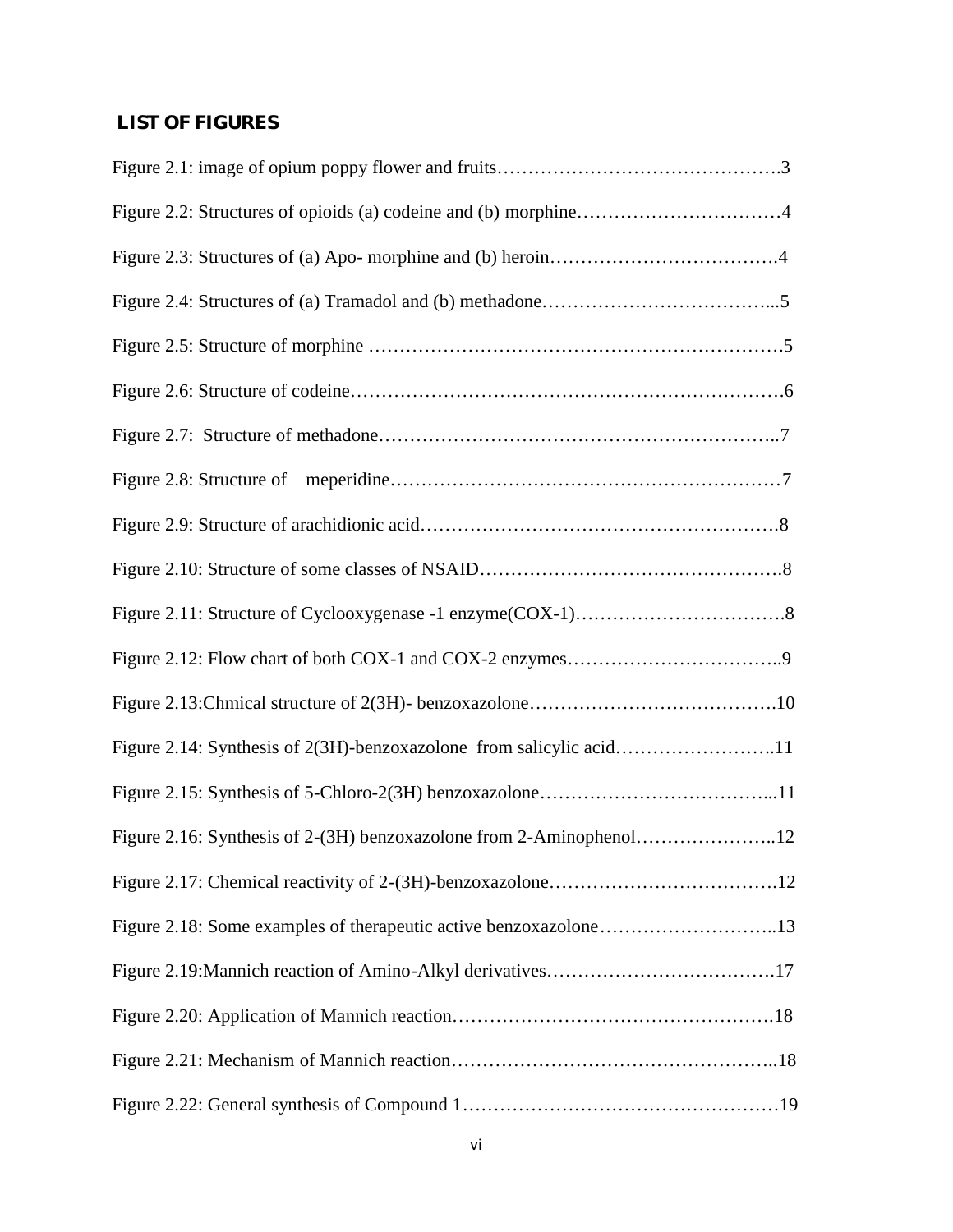## LIST OF FIGURES

Figure 2.1: image of opium poppy flower and fruits……………………………………….3

Figure 2.2: Structures of opioids (a) codeine and (b) morphine……………………………4

Figure 2.3: Structures of (a) Apo- morphine and (b) heroin……………………………….4

Figure 2.4: Structures of (a) Tramadol and (b) methadone……………………………...5

Figure 2.5: Structure of morphine ………………………………………………………….5

Figure 2.6: Structure of codeine…………………………………………………………….6

Figure 2.7: Structure of methadone………………………………………………………..7

Figure 2.8: Structure of meperidine………………………………………………………7

Figure 2.9: Structure of arachidionic acid………………………………………………….8

Figure 2.10: Structure of some classes of NSAID………………………………………….8

Figure 2.11: Structure of Cyclooxygenase -1 enzyme(COX-1)…………………………….8

Figure 2.12: Flow chart of both COX-1 and COX-2 enzymes……………………………..9

Figure 2.13:Chmical structure of 2(3H)- benzoxazolone………………………………….10

Figure 2.14: Synthesis of 2(3H)-benzoxazolone from salicylic acid…………………….11

Figure 2.15: Synthesis of 5-Chloro-2(3H) benzoxazolone………………………………...11

Figure 2.16: Synthesis of 2-(3H) benzoxazolone from 2-Aminophenol…………………..12

Figure 2.17: Chemical reactivity of 2-(3H)-benzoxazolone……………………………….12

Figure 2.18: Some examples of therapeutic active benzoxazolone………………………..13

Figure 2.19:Mannich reaction of Amino-Alkyl derivatives……………………………….17

Figure 2.20: Application of Mannich reaction…………………………………………….18

Figure 2.21: Mechanism of Mannich reaction……………………………………………...18

Figure 2.22: General synthesis of Compound 1……………………………………………19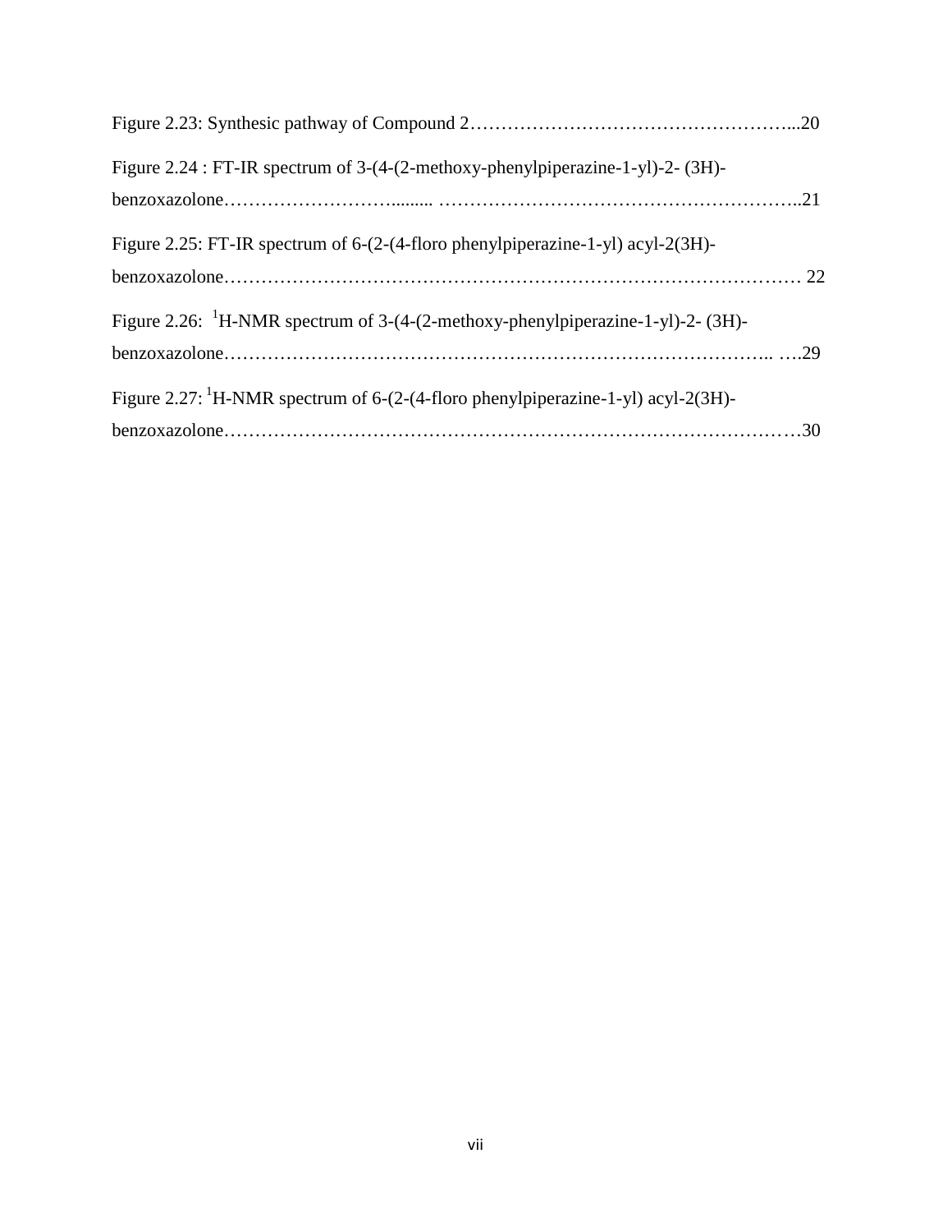Figure 2.23: Synthesic pathway of Compound 2……………………………………………...20

Figure 2.24 : FT-IR spectrum of 3-(4-(2-methoxy-phenylpiperazine-1-yl)-2- (3H)-benzoxazolone……………………......... …………………………………………………..21

Figure 2.25: FT-IR spectrum of 6-(2-(4-floro phenylpiperazine-1-yl) acyl-2(3H)-benzoxazolone……………………………………………………………………………… 22

Figure 2.26: $^{1}$H-NMR spectrum of 3-(4-(2-methoxy-phenylpiperazine-1-yl)-2- (3H)-benzoxazolone…………………………………………………………………………….. ….29

Figure 2.27: $^{1}$H-NMR spectrum of 6-(2-(4-floro phenylpiperazine-1-yl) acyl-2(3H)-benzoxazolone………………………………………………………………………………30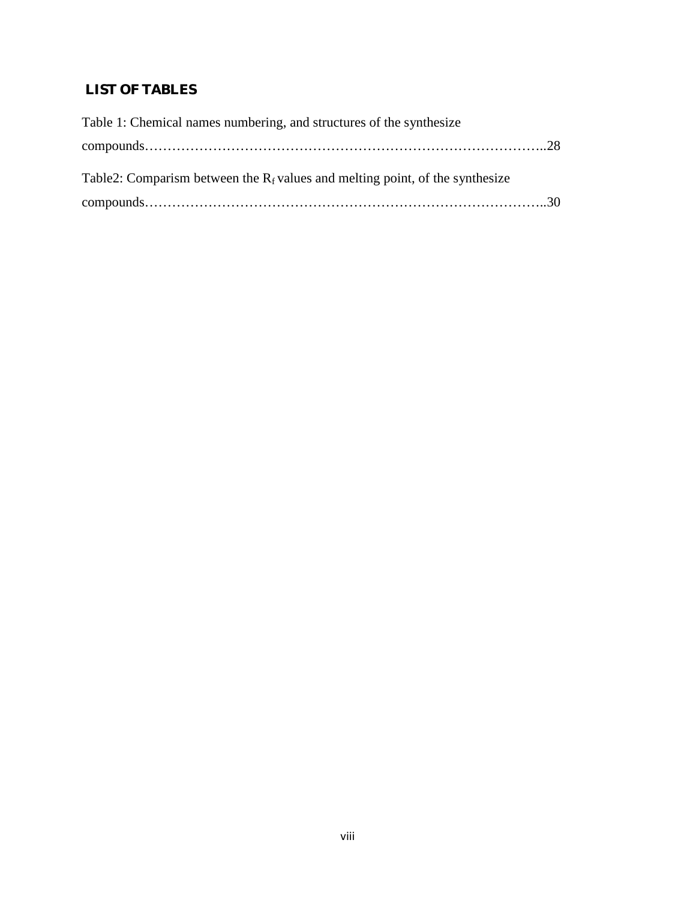## LIST OF TABLES

Table 1: Chemical names numbering, and structures of the synthesize compounds……………………………………………………………………………..28

Table2: Comparism between the $R_f$ values and melting point, of the synthesize compounds……………………………………………………………………………..30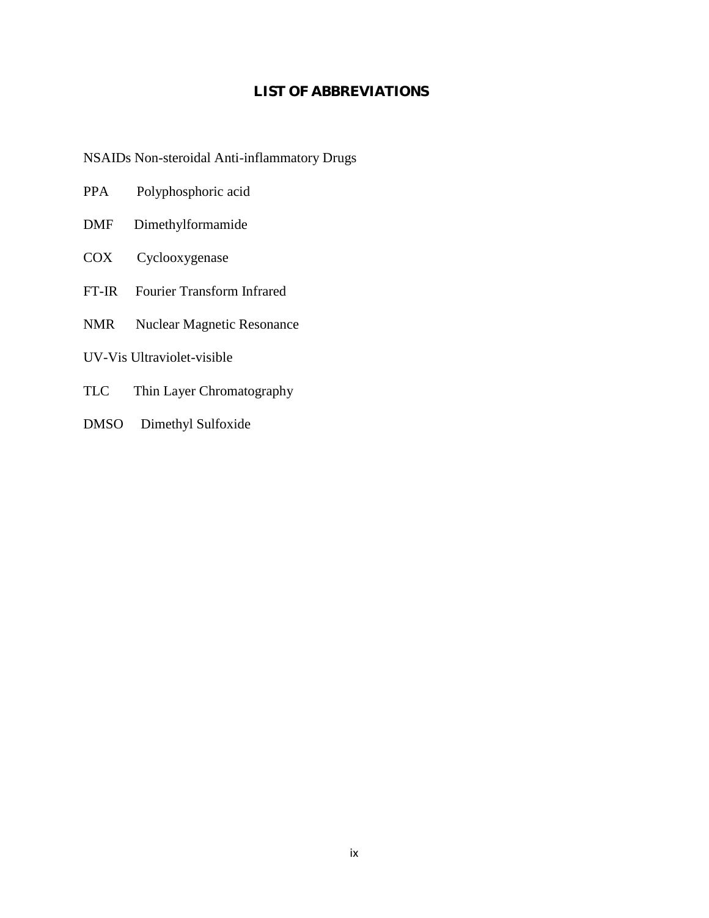# LIST OF ABBREVIATIONS

NSAIDs Non-steroidal Anti-inflammatory Drugs

PPA Polyphosphoric acid

DMF Dimethylformamide

COX Cyclooxygenase

FT-IR Fourier Transform Infrared

NMR Nuclear Magnetic Resonance

UV-Vis Ultraviolet-visible

TLC Thin Layer Chromatography

DMSO Dimethyl Sulfoxide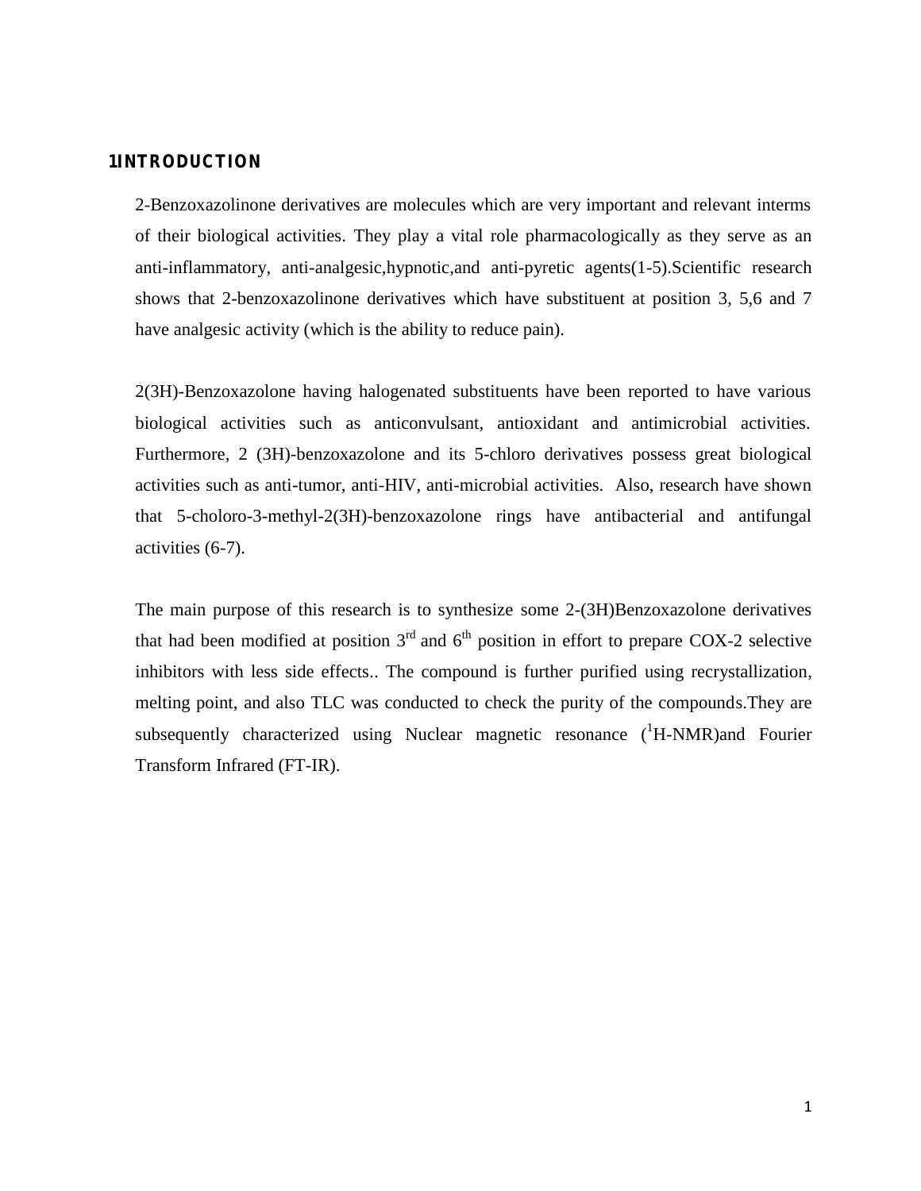# 1INTRODUCTION

2-Benzoxazolinone derivatives are molecules which are very important and relevant interms of their biological activities. They play a vital role pharmacologically as they serve as an anti-inflammatory, anti-analgesic,hypnotic,and anti-pyretic agents(1-5).Scientific research shows that 2-benzoxazolinone derivatives which have substituent at position 3, 5,6 and 7 have analgesic activity (which is the ability to reduce pain).

2(3H)-Benzoxazolone having halogenated substituents have been reported to have various biological activities such as anticonvulsant, antioxidant and antimicrobial activities. Furthermore, 2 (3H)-benzoxazolone and its 5-chloro derivatives possess great biological activities such as anti-tumor, anti-HIV, anti-microbial activities. Also, research have shown that 5-choloro-3-methyl-2(3H)-benzoxazolone rings have antibacterial and antifungal activities (6-7).

The main purpose of this research is to synthesize some 2-(3H)Benzoxazolone derivatives that had been modified at position 3$^{rd}$ and 6$^{th}$ position in effort to prepare COX-2 selective inhibitors with less side effects.. The compound is further purified using recrystallization, melting point, and also TLC was conducted to check the purity of the compounds.They are subsequently characterized using Nuclear magnetic resonance ($^{1}$H-NMR)and Fourier Transform Infrared (FT-IR).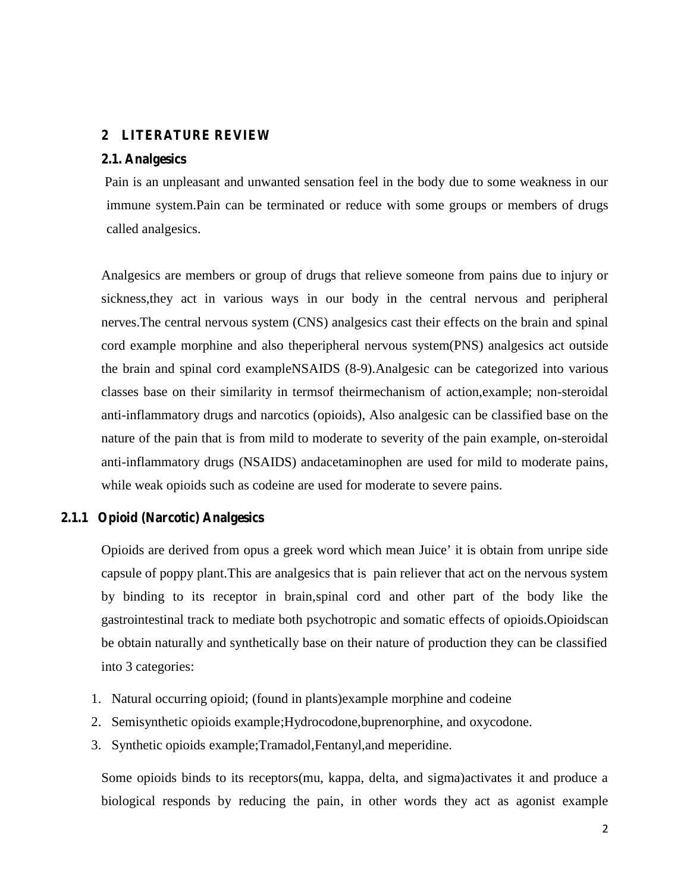# 2 LITERATURE REVIEW

## 2.1. Analgesics

Pain is an unpleasant and unwanted sensation feel in the body due to some weakness in our immune system.Pain can be terminated or reduce with some groups or members of drugs called analgesics.

Analgesics are members or group of drugs that relieve someone from pains due to injury or sickness,they act in various ways in our body in the central nervous and peripheral nerves.The central nervous system (CNS) analgesics cast their effects on the brain and spinal cord example morphine and also theperipheral nervous system(PNS) analgesics act outside the brain and spinal cord exampleNSAIDS (8-9).Analgesic can be categorized into various classes base on their similarity in termsof theirmechanism of action,example; non-steroidal anti-inflammatory drugs and narcotics (opioids), Also analgesic can be classified base on the nature of the pain that is from mild to moderate to severity of the pain example, on-steroidal anti-inflammatory drugs (NSAIDS) andacetaminophen are used for mild to moderate pains, while weak opioids such as codeine are used for moderate to severe pains.

### 2.1.1 Opioid (Narcotic) Analgesics

Opioids are derived from opus a greek word which mean Juice' it is obtain from unripe side capsule of poppy plant.This are analgesics that is pain reliever that act on the nervous system by binding to its receptor in brain,spinal cord and other part of the body like the gastrointestinal track to mediate both psychotropic and somatic effects of opioids.Opioidscan be obtain naturally and synthetically base on their nature of production they can be classified into 3 categories:

1. Natural occurring opioid; (found in plants)example morphine and codeine
2. Semisynthetic opioids example;Hydrocodone,buprenorphine, and oxycodone.
3. Synthetic opioids example;Tramadol,Fentanyl,and meperidine.

Some opioids binds to its receptors(mu, kappa, delta, and sigma)activates it and produce a biological responds by reducing the pain, in other words they act as agonist example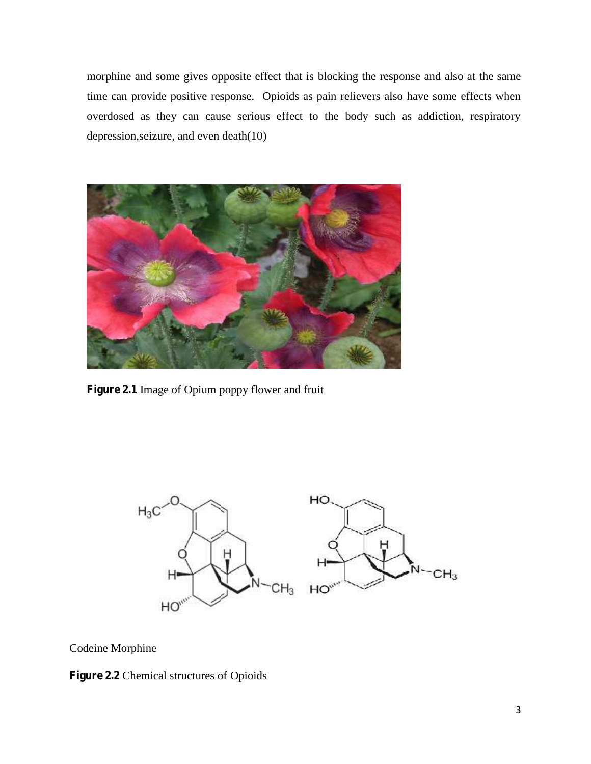morphine and some gives opposite effect that is blocking the response and also at the same time can provide positive response. Opioids as pain relievers also have some effects when overdosed as they can cause serious effect to the body such as addiction, respiratory depression,seizure, and even death(10)

**Figure 2.1** Image of Opium poppy flower and fruit

Codeine Morphine

**Figure 2.2** Chemical structures of Opioids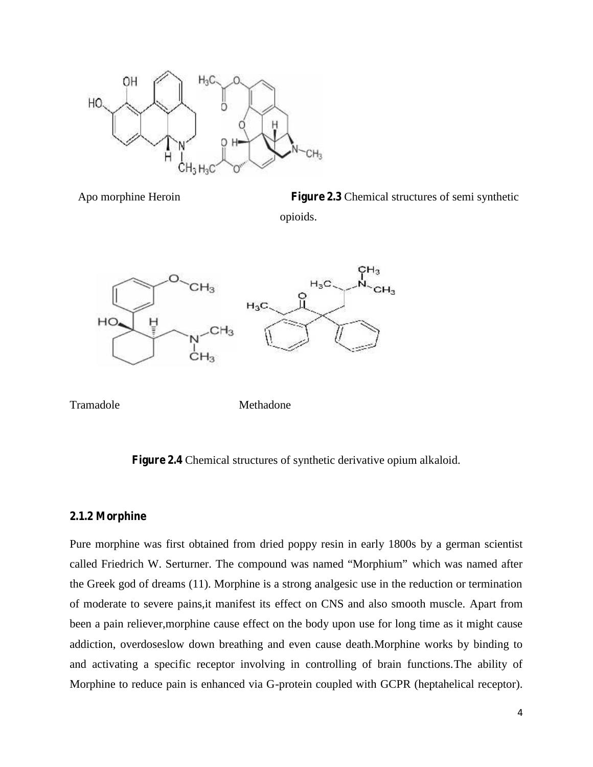Apo morphine Heroin

**Figure 2.3** Chemical structures of semi synthetic opioids.

Tramadole Methadone

**Figure 2.4** Chemical structures of synthetic derivative opium alkaloid.

### 2.1.2 Morphine

Pure morphine was first obtained from dried poppy resin in early 1800s by a german scientist called Friedrich W. Serturner. The compound was named "Morphium" which was named after the Greek god of dreams (11). Morphine is a strong analgesic use in the reduction or termination of moderate to severe pains,it manifest its effect on CNS and also smooth muscle. Apart from been a pain reliever,morphine cause effect on the body upon use for long time as it might cause addiction, overdoseslow down breathing and even cause death.Morphine works by binding to and activating a specific receptor involving in controlling of brain functions.The ability of Morphine to reduce pain is enhanced via G-protein coupled with GCPR (heptahelical receptor).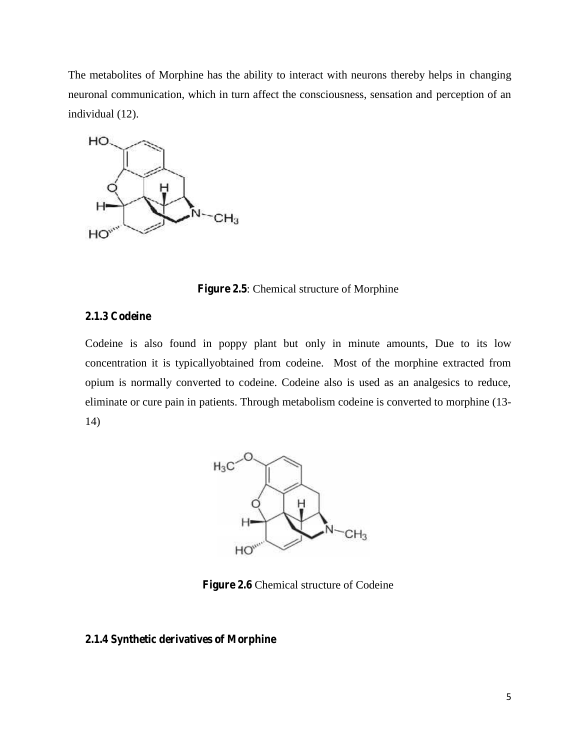The metabolites of Morphine has the ability to interact with neurons thereby helps in changing neuronal communication, which in turn affect the consciousness, sensation and perception of an individual (12).

**Figure 2.5**: Chemical structure of Morphine

### 2.1.3 Codeine

Codeine is also found in poppy plant but only in minute amounts, Due to its low concentration it is typicallyobtained from codeine.  Most of the morphine extracted from opium is normally converted to codeine. Codeine also is used as an analgesics to reduce, eliminate or cure pain in patients. Through metabolism codeine is converted to morphine (13-14)

**Figure 2.6** Chemical structure of Codeine

### 2.1.4 Synthetic derivatives of Morphine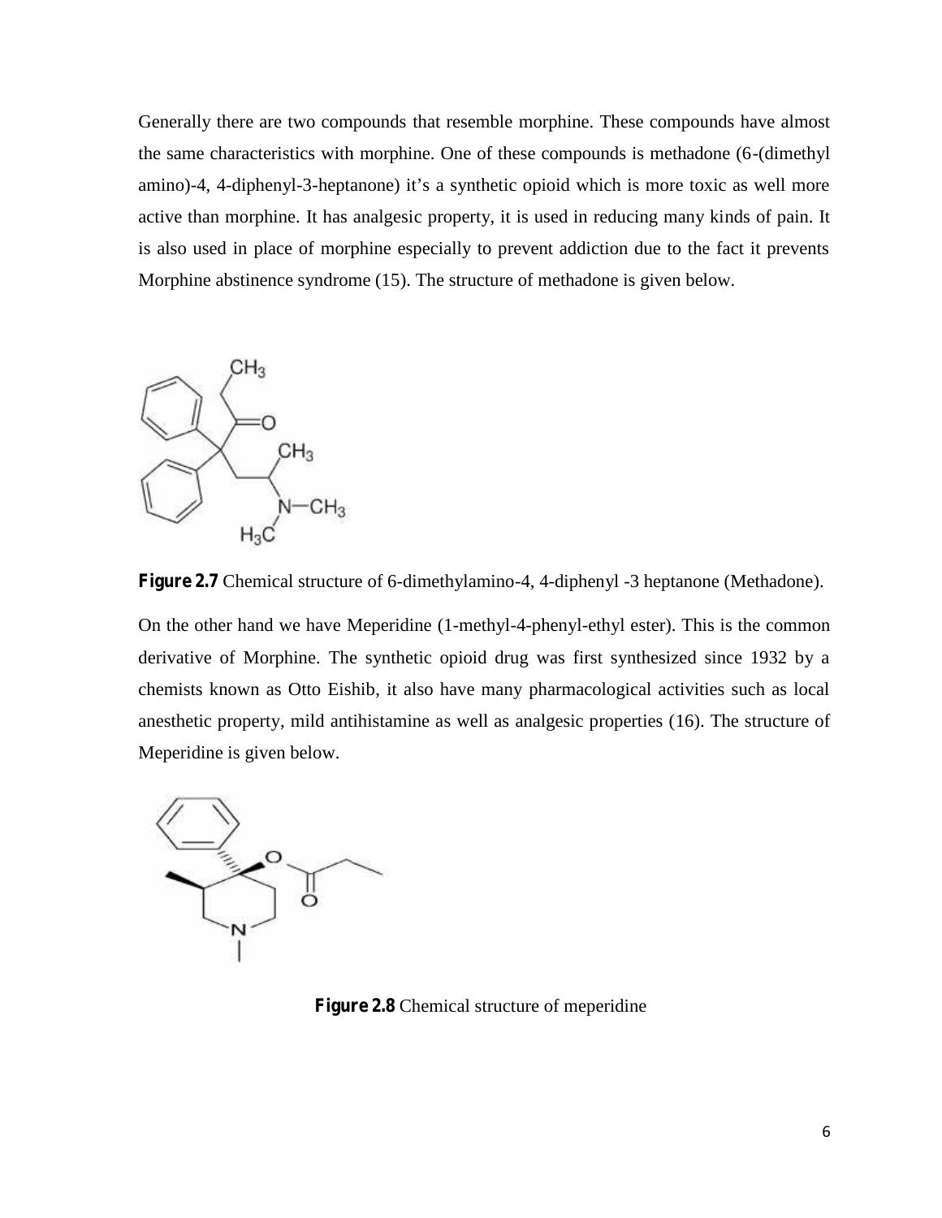Generally there are two compounds that resemble morphine. These compounds have almost the same characteristics with morphine. One of these compounds is methadone (6-(dimethyl amino)-4, 4-diphenyl-3-heptanone) it's a synthetic opioid which is more toxic as well more active than morphine. It has analgesic property, it is used in reducing many kinds of pain. It is also used in place of morphine especially to prevent addiction due to the fact it prevents Morphine abstinence syndrome (15). The structure of methadone is given below.

**Figure 2.7** Chemical structure of 6-dimethylamino-4, 4-diphenyl -3 heptanone (Methadone).

On the other hand we have Meperidine (1-methyl-4-phenyl-ethyl ester). This is the common derivative of Morphine. The synthetic opioid drug was first synthesized since 1932 by a chemists known as Otto Eishib, it also have many pharmacological activities such as local anesthetic property, mild antihistamine as well as analgesic properties (16). The structure of Meperidine is given below.

**Figure 2.8** Chemical structure of meperidine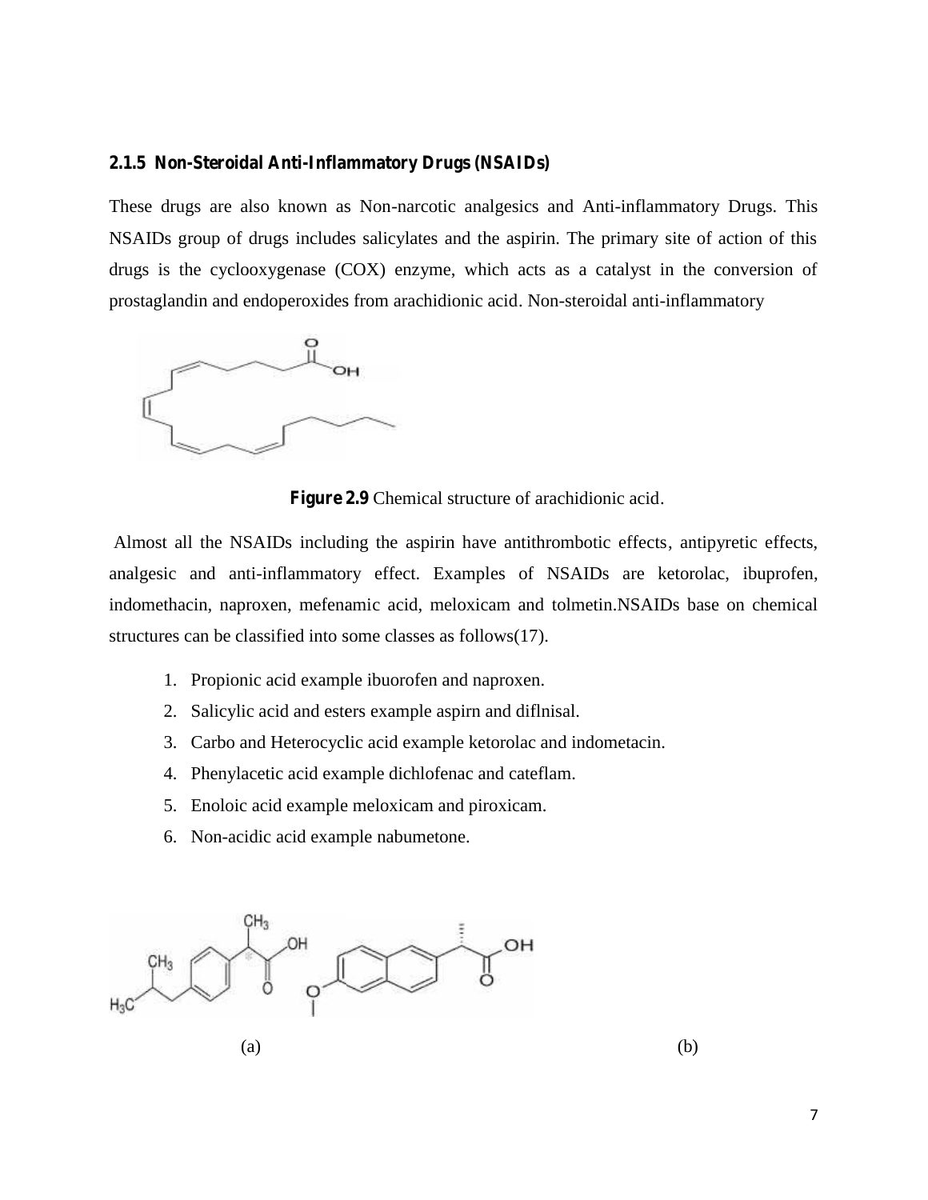### 2.1.5 Non-Steroidal Anti-Inflammatory Drugs (NSAIDs)

These drugs are also known as Non-narcotic analgesics and Anti-inflammatory Drugs. This NSAIDs group of drugs includes salicylates and the aspirin. The primary site of action of this drugs is the cyclooxygenase (COX) enzyme, which acts as a catalyst in the conversion of prostaglandin and endoperoxides from arachidionic acid. Non-steroidal anti-inflammatory

**Figure 2.9** Chemical structure of arachidionic acid.

Almost all the NSAIDs including the aspirin have antithrombotic effects, antipyretic effects, analgesic and anti-inflammatory effect. Examples of NSAIDs are ketorolac, ibuprofen, indomethacin, naproxen, mefenamic acid, meloxicam and tolmetin.NSAIDs base on chemical structures can be classified into some classes as follows(17).

1. Propionic acid example ibuorofen and naproxen.
2. Salicylic acid and esters example aspirn and diflnisal.
3. Carbo and Heterocyclic acid example ketorolac and indometacin.
4. Phenylacetic acid example dichlofenac and cateflam.
5. Enoloic acid example meloxicam and piroxicam.
6. Non-acidic acid example nabumetone.

(a) (b)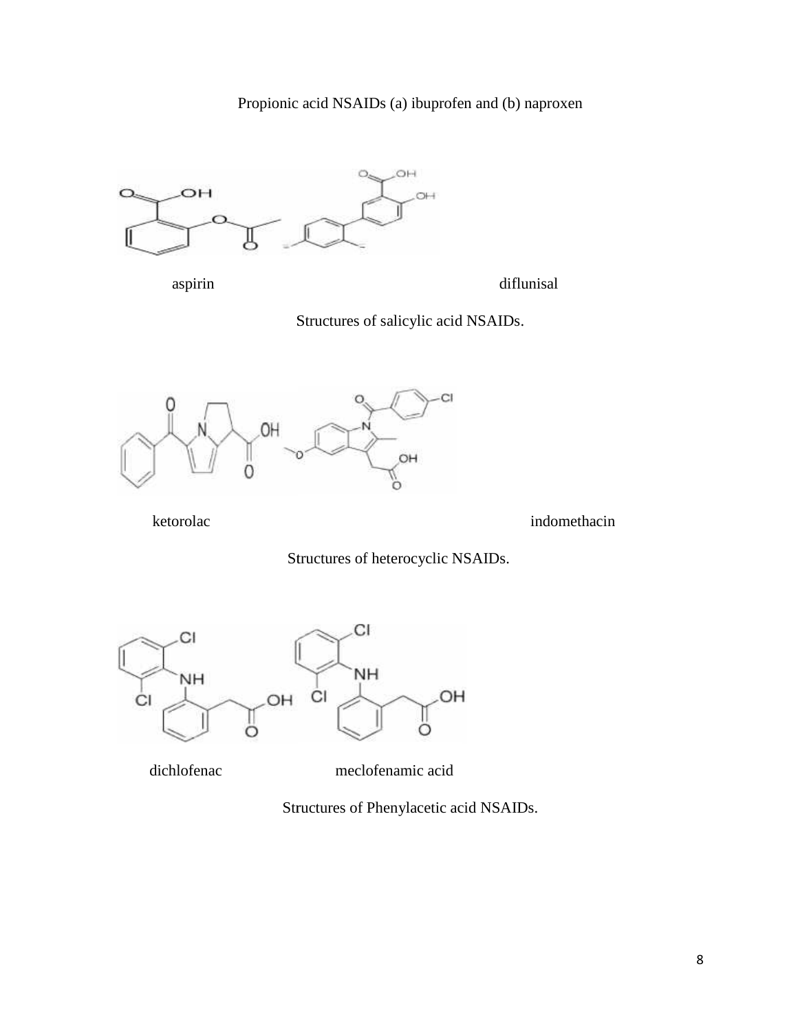Propionic acid NSAIDs (a) ibuprofen and (b) naproxen

aspirin diflunisal

Structures of salicylic acid NSAIDs.

ketorolac indomethacin

Structures of heterocyclic NSAIDs.

dichlofenac meclofenamic acid

Structures of Phenylacetic acid NSAIDs.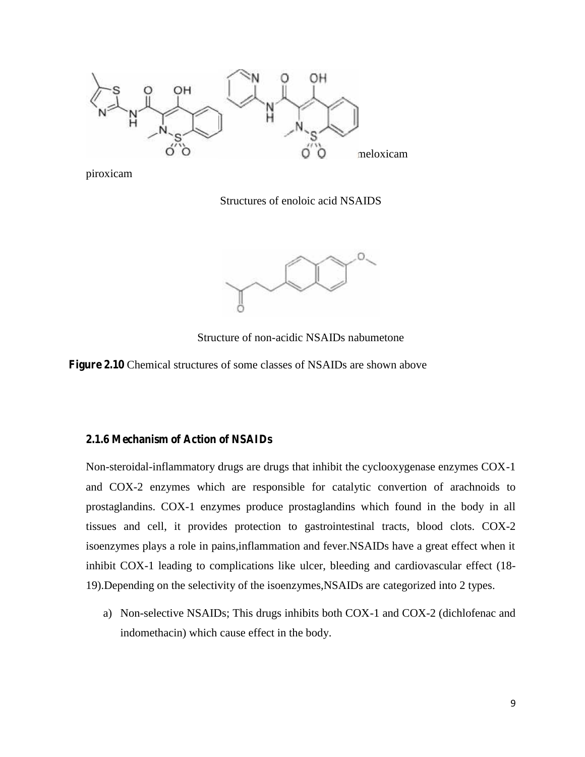meloxicam

piroxicam

Structures of enoloic acid NSAIDS

Structure of non-acidic NSAIDs nabumetone

**Figure 2.10** Chemical structures of some classes of NSAIDs are shown above

### 2.1.6 Mechanism of Action of NSAIDs

Non-steroidal-inflammatory drugs are drugs that inhibit the cyclooxygenase enzymes COX-1 and COX-2 enzymes which are responsible for catalytic convertion of arachnoids to prostaglandins. COX-1 enzymes produce prostaglandins which found in the body in all tissues and cell, it provides protection to gastrointestinal tracts, blood clots. COX-2 isoenzymes plays a role in pains,inflammation and fever.NSAIDs have a great effect when it inhibit COX-1 leading to complications like ulcer, bleeding and cardiovascular effect (18-19).Depending on the selectivity of the isoenzymes,NSAIDs are categorized into 2 types.

a) Non-selective NSAIDs; This drugs inhibits both COX-1 and COX-2 (dichlofenac and indomethacin) which cause effect in the body.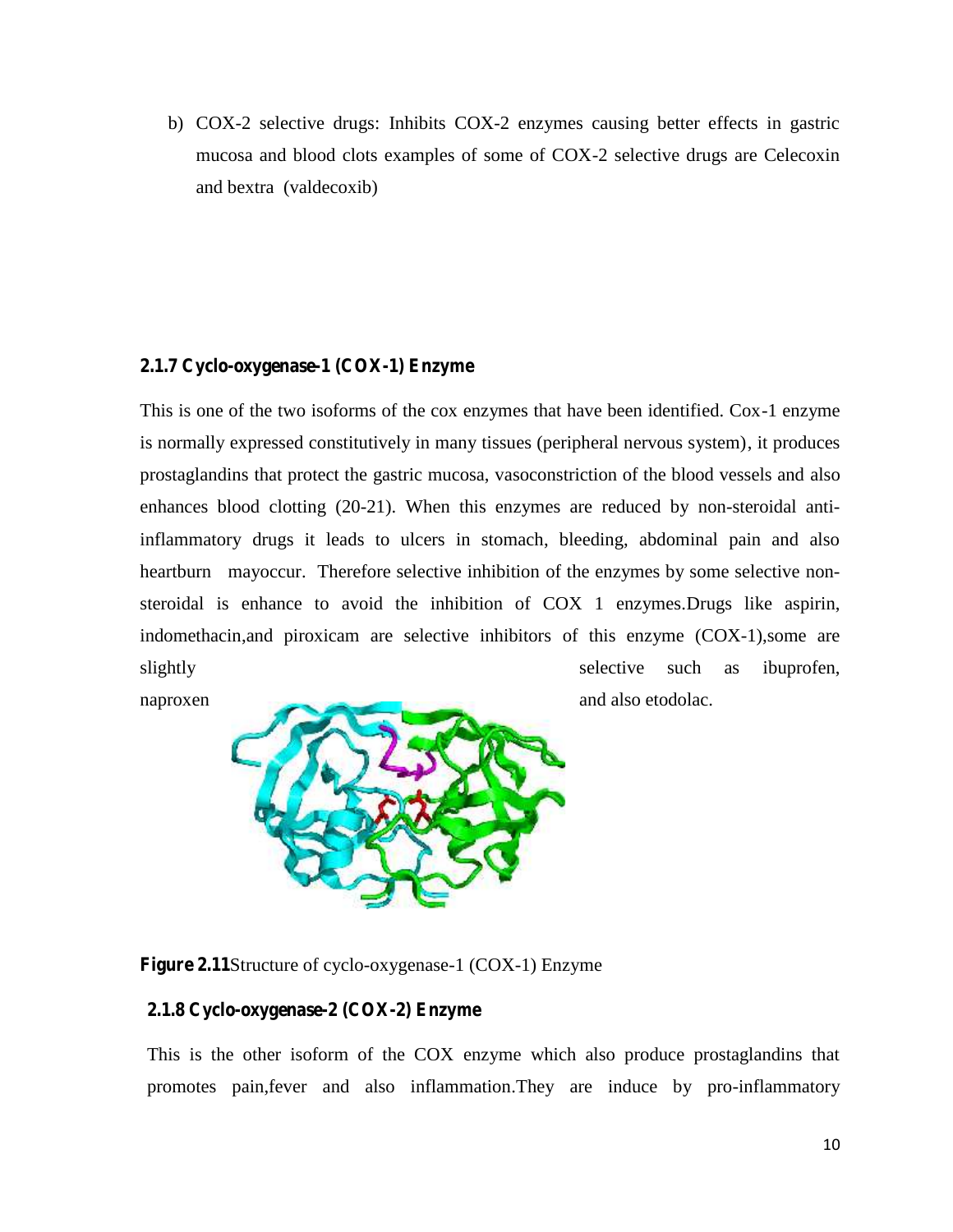b) COX-2 selective drugs: Inhibits COX-2 enzymes causing better effects in gastric mucosa and blood clots examples of some of COX-2 selective drugs are Celecoxin and bextra (valdecoxib)

### 2.1.7 Cyclo-oxygenase-1 (COX-1) Enzyme

This is one of the two isoforms of the cox enzymes that have been identified. Cox-1 enzyme is normally expressed constitutively in many tissues (peripheral nervous system), it produces prostaglandins that protect the gastric mucosa, vasoconstriction of the blood vessels and also enhances blood clotting (20-21). When this enzymes are reduced by non-steroidal anti-inflammatory drugs it leads to ulcers in stomach, bleeding, abdominal pain and also heartburn mayoccur. Therefore selective inhibition of the enzymes by some selective non-steroidal is enhance to avoid the inhibition of COX 1 enzymes.Drugs like aspirin, indomethacin,and piroxicam are selective inhibitors of this enzyme (COX-1),some are slightly selective such as ibuprofen, naproxen and also etodolac.

**Figure 2.11**Structure of cyclo-oxygenase-1 (COX-1) Enzyme

### 2.1.8 Cyclo-oxygenase-2 (COX-2) Enzyme

This is the other isoform of the COX enzyme which also produce prostaglandins that promotes pain,fever and also inflammation.They are induce by pro-inflammatory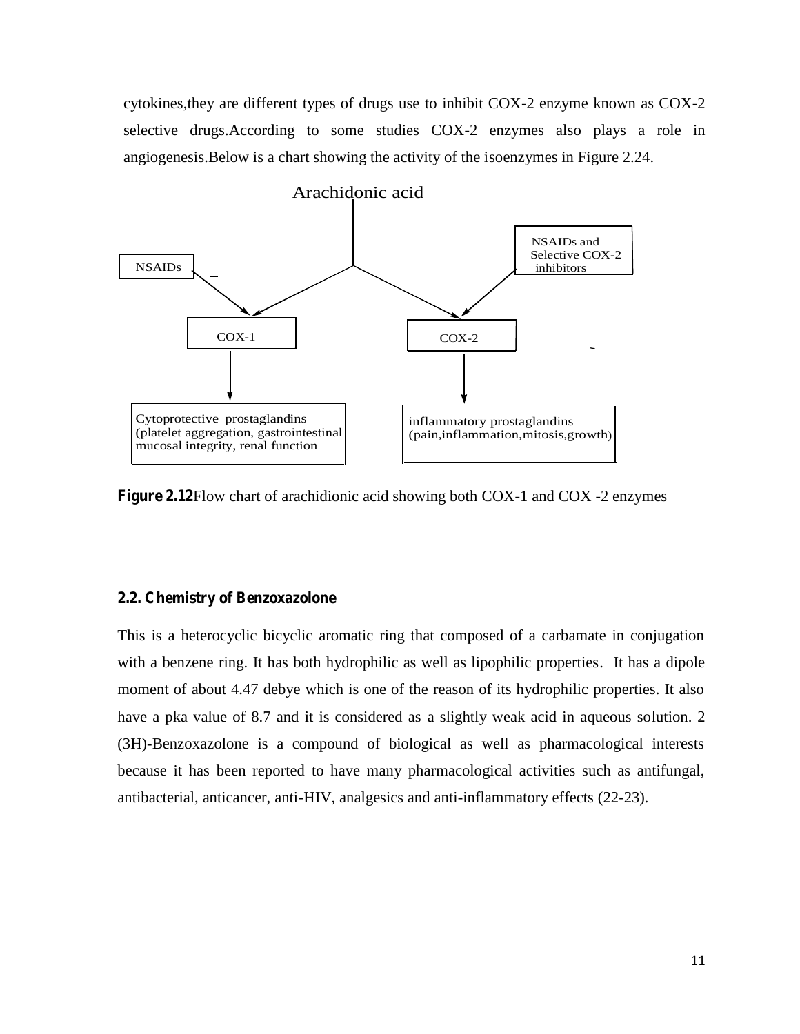cytokines,they are different types of drugs use to inhibit COX-2 enzyme known as COX-2 selective drugs.According to some studies COX-2 enzymes also plays a role in angiogenesis.Below is a chart showing the activity of the isoenzymes in Figure 2.24.

Arachidonic acid

NSAIDs

NSAIDs and Selective COX-2 inhibitors

COX-1

COX-2

Cytoprotective prostaglandins (platelet aggregation, gastrointestinal mucosal integrity, renal function

inflammatory prostaglandins (pain,inflammation,mitosis,growth)

**Figure 2.12**Flow chart of arachidionic acid showing both COX-1 and COX -2 enzymes

### 2.2. Chemistry of Benzoxazolone

This is a heterocyclic bicyclic aromatic ring that composed of a carbamate in conjugation with a benzene ring. It has both hydrophilic as well as lipophilic properties. It has a dipole moment of about 4.47 debye which is one of the reason of its hydrophilic properties. It also have a pka value of 8.7 and it is considered as a slightly weak acid in aqueous solution. 2 (3H)-Benzoxazolone is a compound of biological as well as pharmacological interests because it has been reported to have many pharmacological activities such as antifungal, antibacterial, anticancer, anti-HIV, analgesics and anti-inflammatory effects (22-23).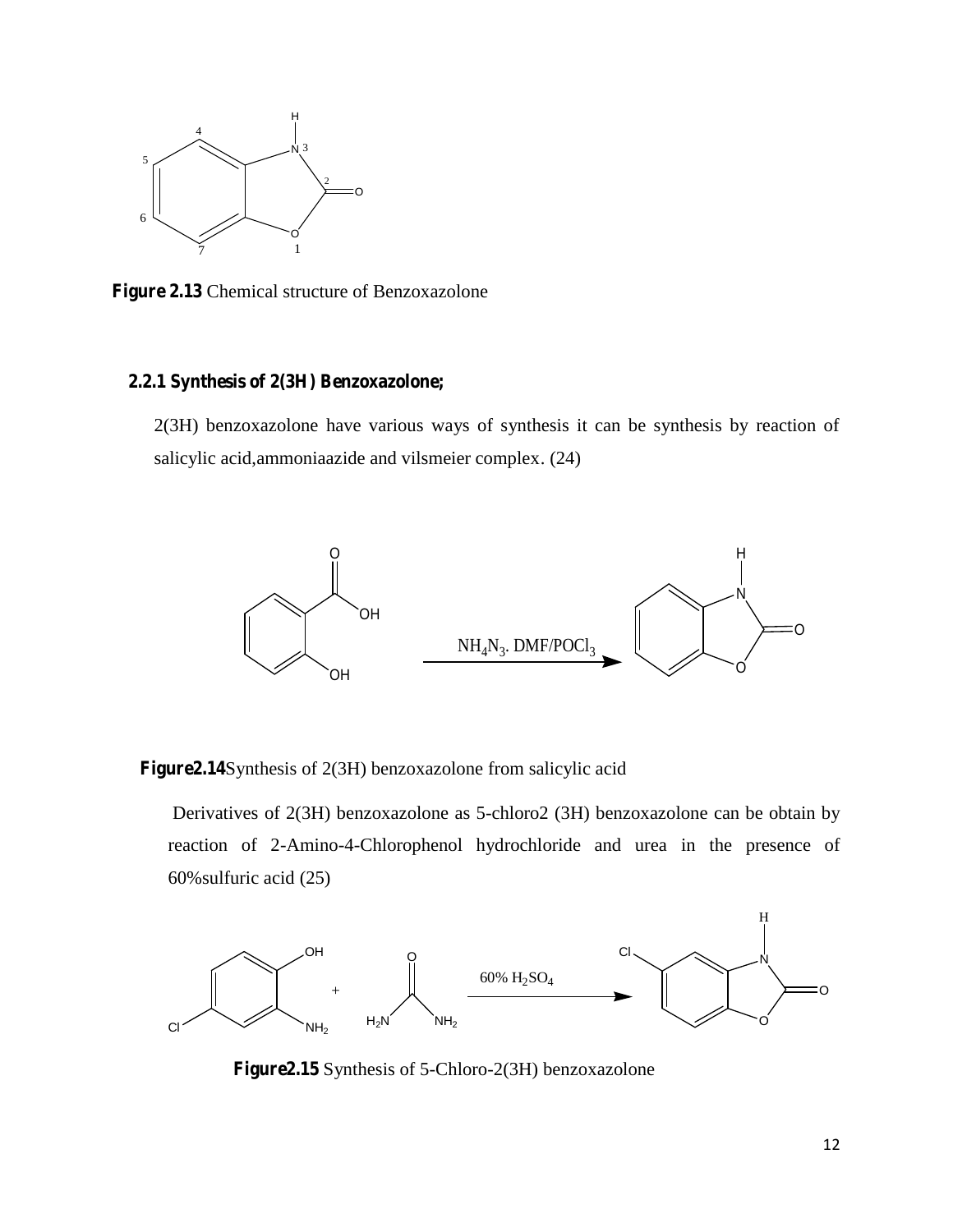**Figure 2.13** Chemical structure of Benzoxazolone

### 2.2.1 Synthesis of 2(3H) Benzoxazolone;

2(3H) benzoxazolone have various ways of synthesis it can be synthesis by reaction of salicylic acid,ammoniaazide and vilsmeier complex. (24)

$NH_4N_3$. DMF/$POCl_3$

**Figure2.14**Synthesis of 2(3H) benzoxazolone from salicylic acid

Derivatives of 2(3H) benzoxazolone as 5-chloro2 (3H) benzoxazolone can be obtain by reaction of 2-Amino-4-Chlorophenol hydrochloride and urea in the presence of 60%sulfuric acid (25)

60% $H_2SO_4$

**Figure2.15** Synthesis of 5-Chloro-2(3H) benzoxazolone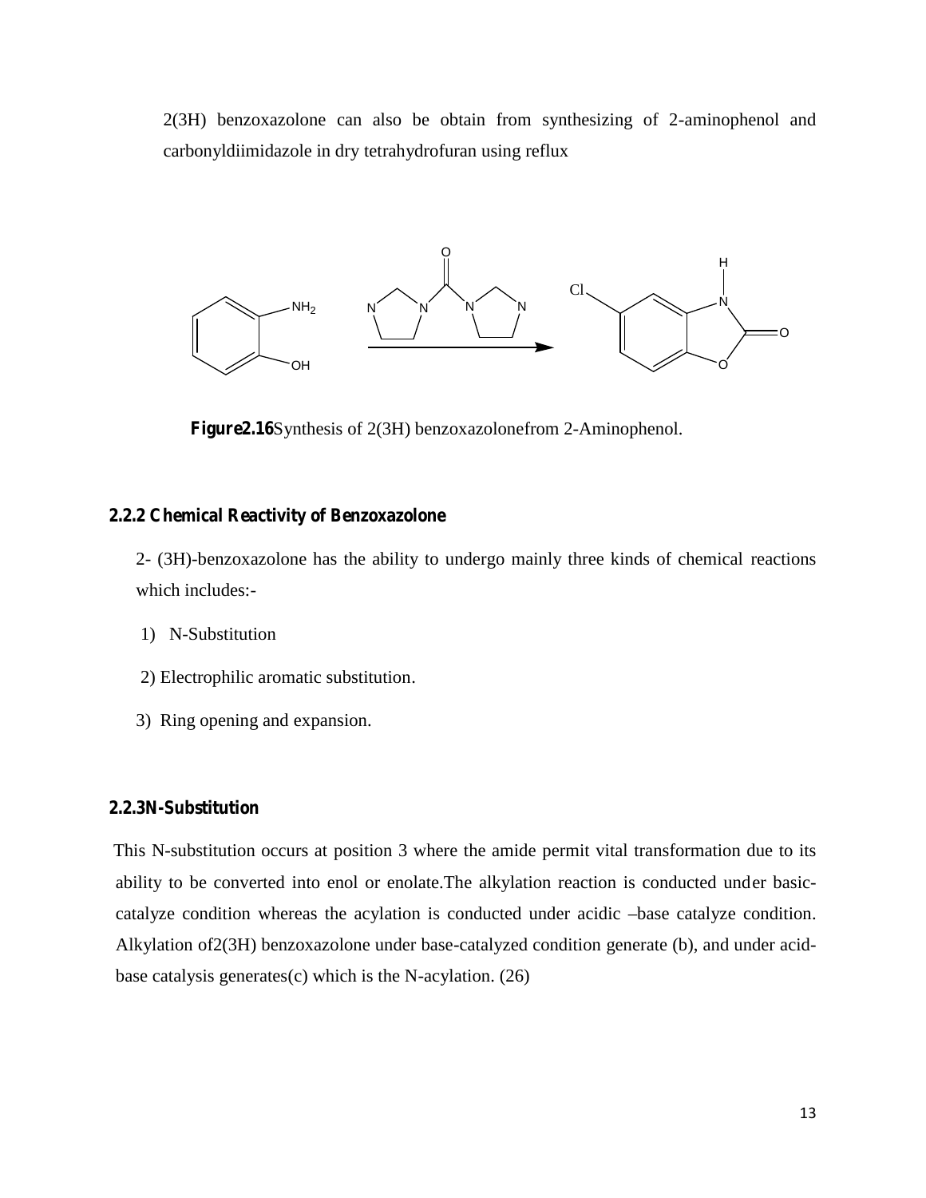2(3H) benzoxazolone can also be obtain from synthesizing of 2-aminophenol and carbonyldiimidazole in dry tetrahydrofuran using reflux

**Figure2.16**Synthesis of 2(3H) benzoxazolonefrom 2-Aminophenol.

### 2.2.2 Chemical Reactivity of Benzoxazolone

2- (3H)-benzoxazolone has the ability to undergo mainly three kinds of chemical reactions which includes:-

1) N-Substitution
2) Electrophilic aromatic substitution.
3) Ring opening and expansion.

### 2.2.3N-Substitution

This N-substitution occurs at position 3 where the amide permit vital transformation due to its ability to be converted into enol or enolate.The alkylation reaction is conducted under basic-catalyze condition whereas the acylation is conducted under acidic –base catalyze condition. Alkylation of2(3H) benzoxazolone under base-catalyzed condition generate (b), and under acid-base catalysis generates(c) which is the N-acylation. (26)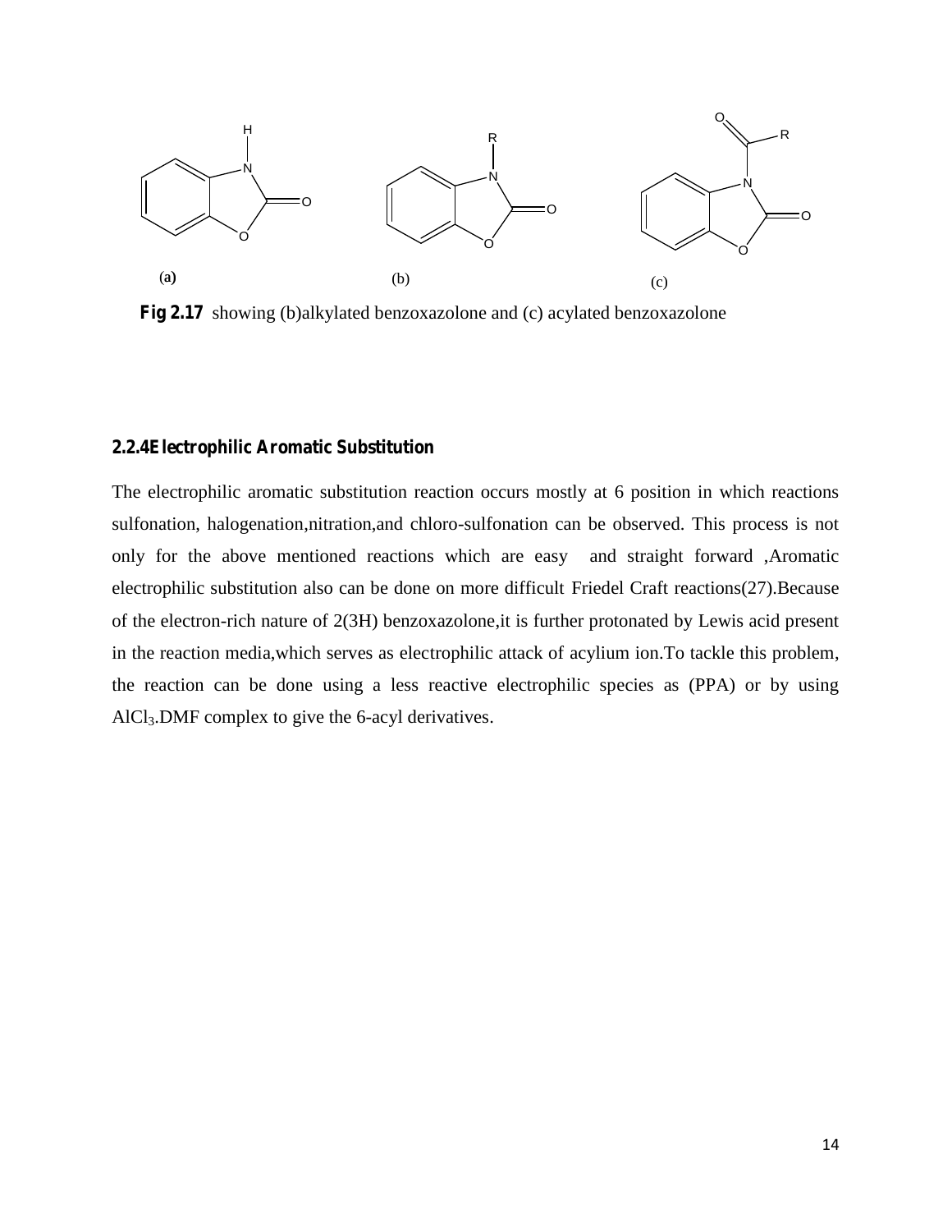(a) (b) (c)

**Fig 2.17** showing (b)alkylated benzoxazolone and (c) acylated benzoxazolone

### 2.2.4Electrophilic Aromatic Substitution

The electrophilic aromatic substitution reaction occurs mostly at 6 position in which reactions sulfonation, halogenation,nitration,and chloro-sulfonation can be observed. This process is not only for the above mentioned reactions which are easy and straight forward ,Aromatic electrophilic substitution also can be done on more difficult Friedel Craft reactions(27).Because of the electron-rich nature of 2(3H) benzoxazolone,it is further protonated by Lewis acid present in the reaction media,which serves as electrophilic attack of acylium ion.To tackle this problem, the reaction can be done using a less reactive electrophilic species as (PPA) or by using $AlCl_3$.DMF complex to give the 6-acyl derivatives.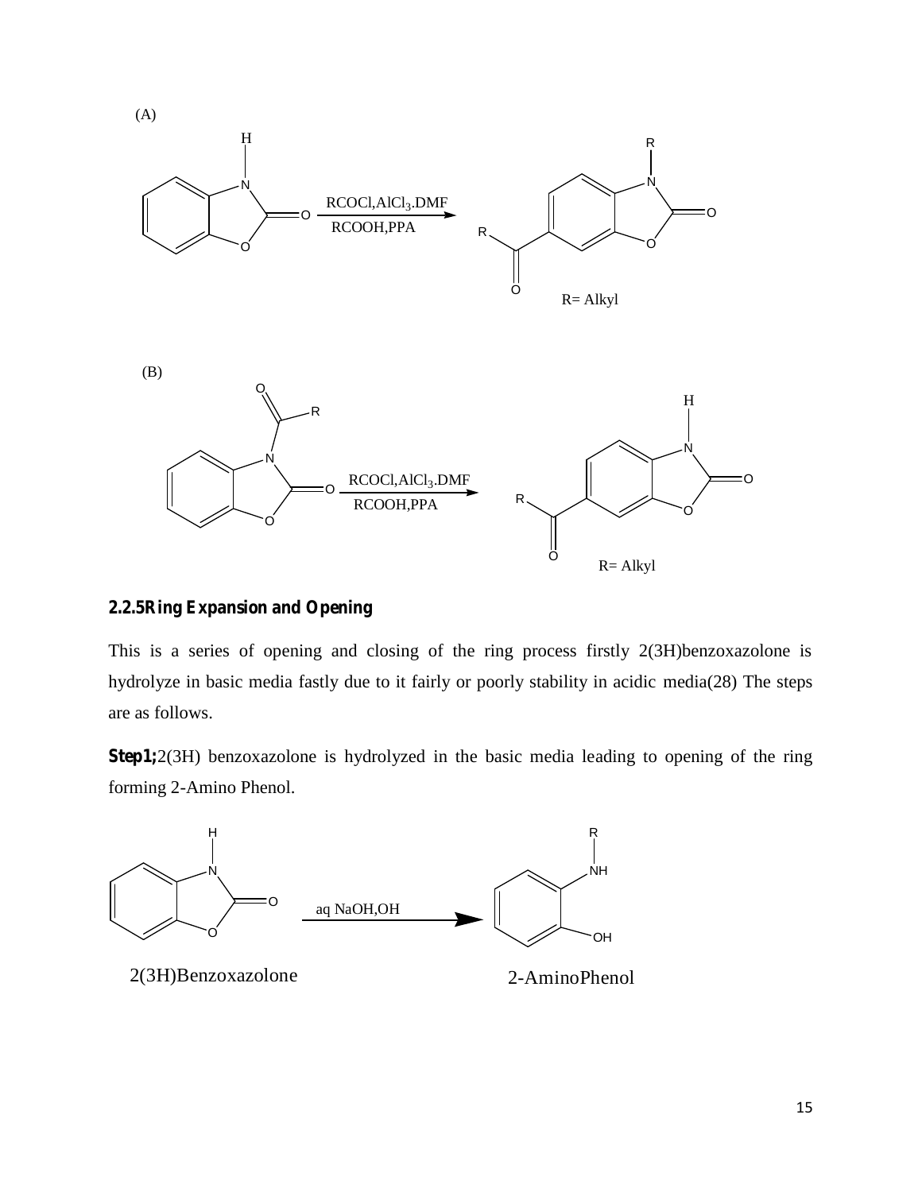(A)

RCOCl,$AlCl_3$.DMF

RCOOH,PPA

R= Alkyl

(B)

RCOCl,$AlCl_3$.DMF

RCOOH,PPA

R= Alkyl

### 2.2.5 Ring Expansion and Opening

This is a series of opening and closing of the ring process firstly 2(3H)benzoxazolone is hydrolyze in basic media fastly due to it fairly or poorly stability in acidic media(28) The steps are as follows.

**Step1;** 2(3H) benzoxazolone is hydrolyzed in the basic media leading to opening of the ring forming 2-Amino Phenol.

aq NaOH,OH

2(3H)Benzoxazolone 2-AminoPhenol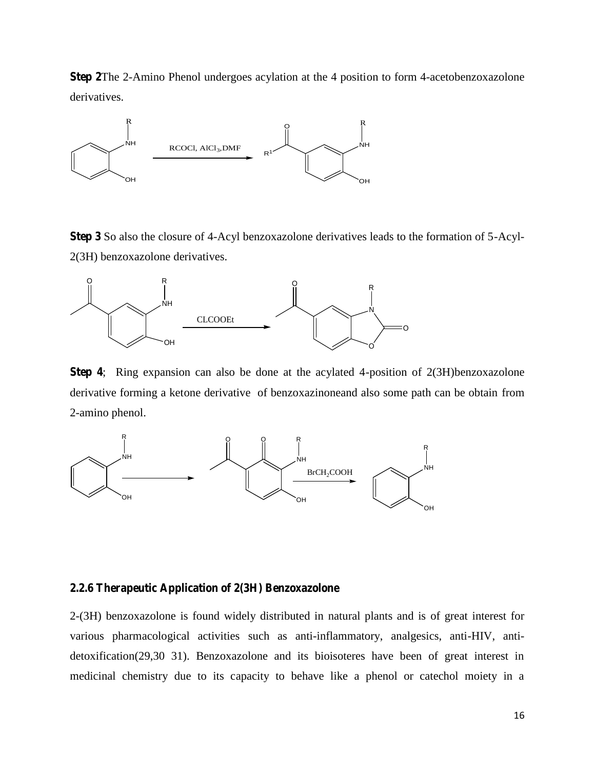**Step 2**The 2-Amino Phenol undergoes acylation at the 4 position to form 4-acetobenzoxazolone derivatives.

$RCOCl, AlCl_3, DMF$

**Step 3** So also the closure of 4-Acyl benzoxazolone derivatives leads to the formation of 5-Acyl-2(3H) benzoxazolone derivatives.

CLCOOEt

**Step 4**; Ring expansion can also be done at the acylated 4-position of 2(3H)benzoxazolone derivative forming a ketone derivative of benzoxazinoneand also some path can be obtain from 2-amino phenol.

$BrCH_2COOH$

### 2.2.6 Therapeutic Application of 2(3H) Benzoxazolone

2-(3H) benzoxazolone is found widely distributed in natural plants and is of great interest for various pharmacological activities such as anti-inflammatory, analgesics, anti-HIV, anti-detoxification(29,30 31). Benzoxazolone and its bioisoteres have been of great interest in medicinal chemistry due to its capacity to behave like a phenol or catechol moiety in a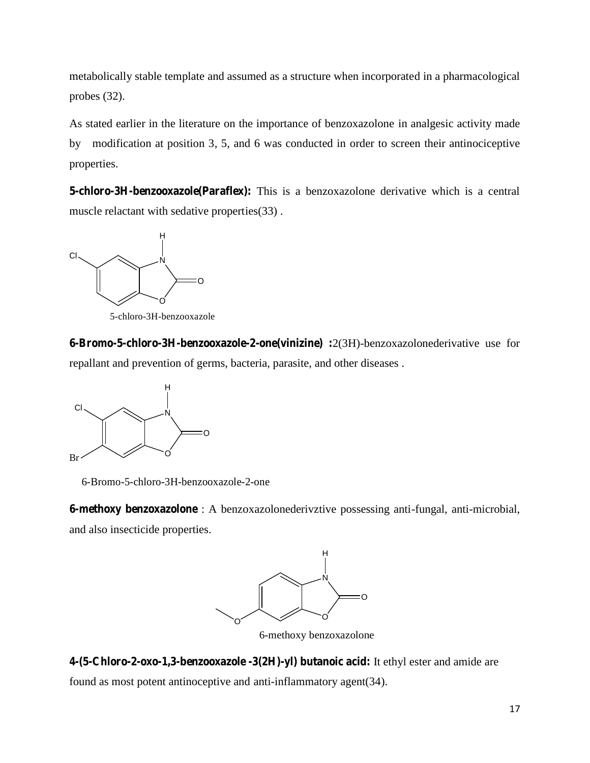metabolically stable template and assumed as a structure when incorporated in a pharmacological probes (32).

As stated earlier in the literature on the importance of benzoxazolone in analgesic activity made by modification at position 3, 5, and 6 was conducted in order to screen their antinociceptive properties.

**5-chloro-3H-benzooxazole(Paraflex):** This is a benzoxazolone derivative which is a central muscle relactant with sedative properties(33) .

5-chloro-3H-benzooxazole

**6-Bromo-5-chloro-3H-benzooxazole-2-one(vinizine) :**2(3H)-benzoxazolonederivative use for repallant and prevention of germs, bacteria, parasite, and other diseases .

6-Bromo-5-chloro-3H-benzooxazole-2-one

**6-methoxy benzoxazolone** : A benzoxazolonederivztive possessing anti-fungal, anti-microbial, and also insecticide properties.

6-methoxy benzoxazolone

**4-(5-Chloro-2-oxo-1,3-benzooxazole -3(2H)-yl) butanoic acid:** It ethyl ester and amide are found as most potent antinoceptive and anti-inflammatory agent(34).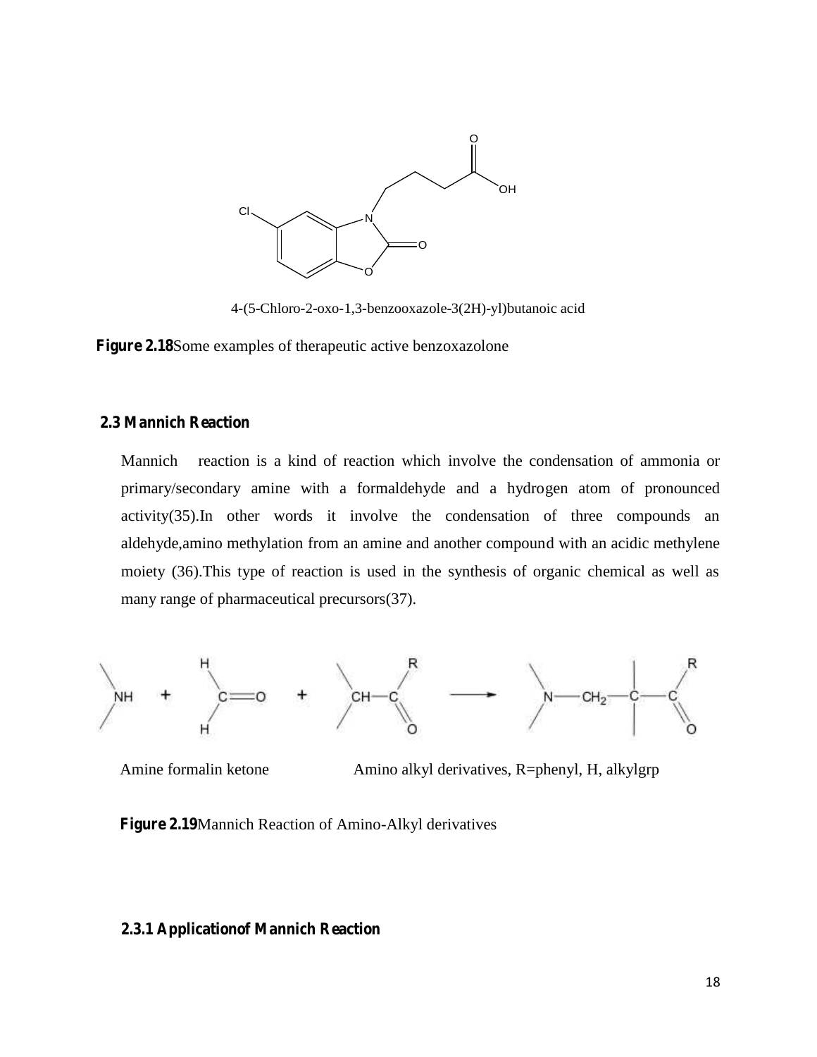4-(5-Chloro-2-oxo-1,3-benzooxazole-3(2H)-yl)butanoic acid

**Figure 2.18**Some examples of therapeutic active benzoxazolone

## 2.3 Mannich Reaction

Mannich reaction is a kind of reaction which involve the condensation of ammonia or primary/secondary amine with a formaldehyde and a hydrogen atom of pronounced activity(35).In other words it involve the condensation of three compounds an aldehyde,amino methylation from an amine and another compound with an acidic methylene moiety (36).This type of reaction is used in the synthesis of organic chemical as well as many range of pharmaceutical precursors(37).

Amine formalin ketone Amino alkyl derivatives, R=phenyl, H, alkylgrp

**Figure 2.19**Mannich Reaction of Amino-Alkyl derivatives

### 2.3.1 Applicationof Mannich Reaction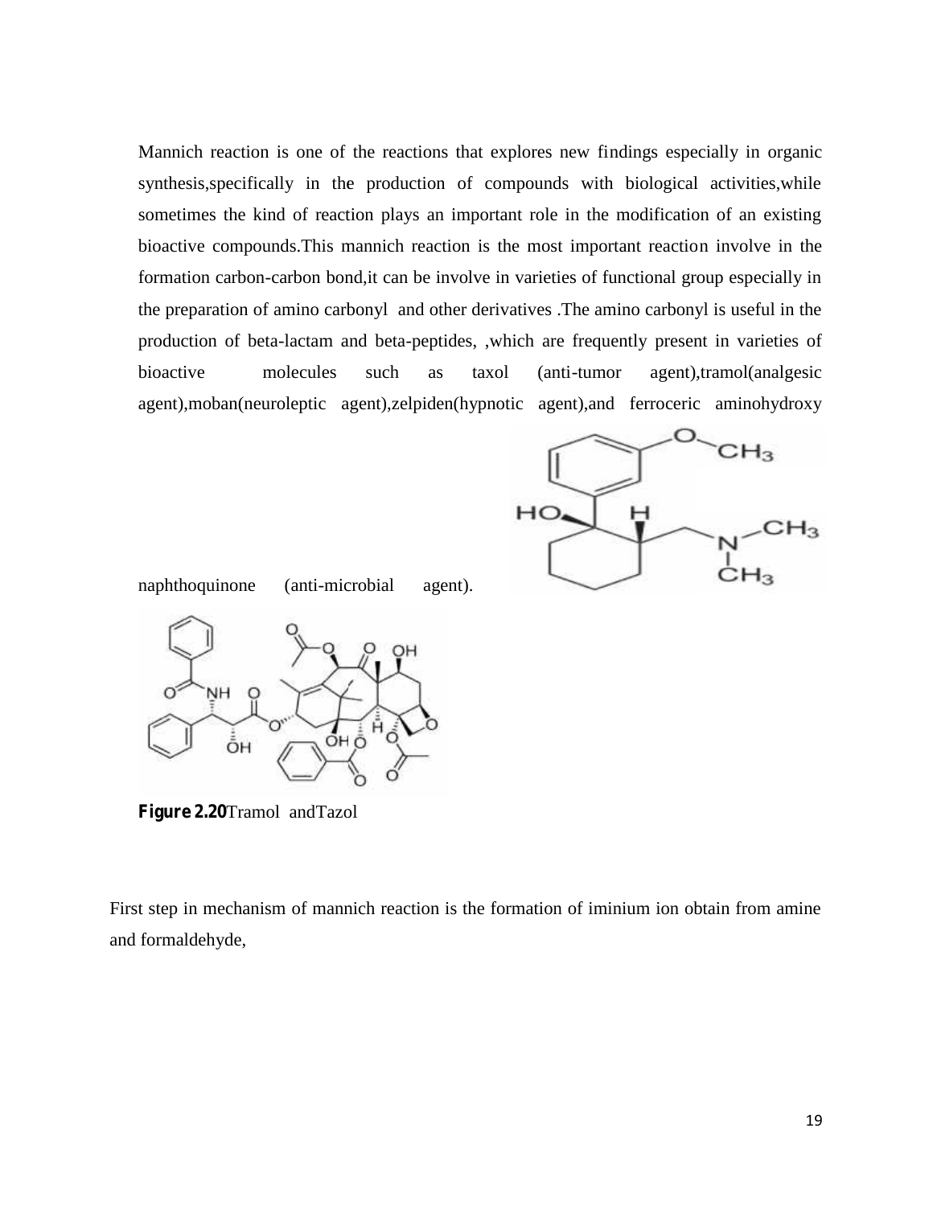Mannich reaction is one of the reactions that explores new findings especially in organic synthesis,specifically in the production of compounds with biological activities,while sometimes the kind of reaction plays an important role in the modification of an existing bioactive compounds.This mannich reaction is the most important reaction involve in the formation carbon-carbon bond,it can be involve in varieties of functional group especially in the preparation of amino carbonyl and other derivatives .The amino carbonyl is useful in the production of beta-lactam and beta-peptides, ,which are frequently present in varieties of bioactive molecules such as taxol (anti-tumor agent),tramol(analgesic agent),moban(neuroleptic agent),zelpiden(hypnotic agent),and ferroceric aminohydroxy naphthoquinone (anti-microbial agent).

**Figure 2.20**Tramol andTazol

First step in mechanism of mannich reaction is the formation of iminium ion obtain from amine and formaldehyde,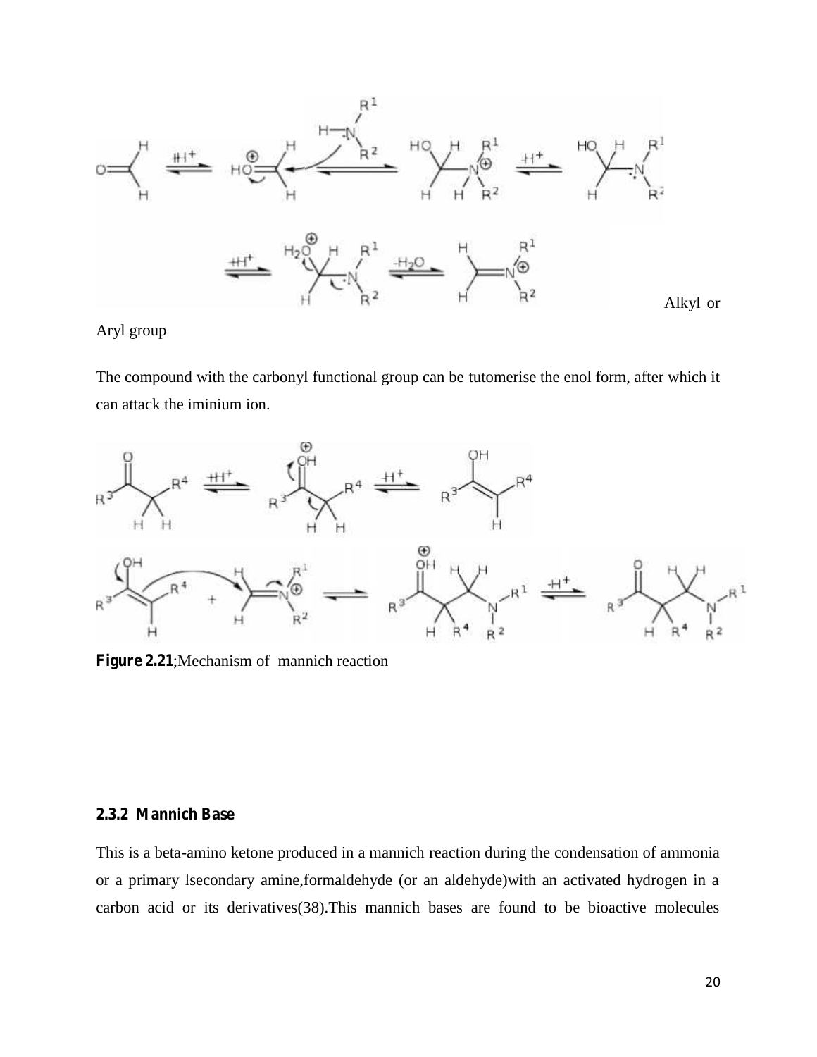Alkyl or Aryl group

The compound with the carbonyl functional group can be tutomerise the enol form, after which it can attack the iminium ion.

**Figure 2.21**;Mechanism of mannich reaction

### 2.3.2 Mannich Base

This is a beta-amino ketone produced in a mannich reaction during the condensation of ammonia or a primary lsecondary amine,formaldehyde (or an aldehyde)with an activated hydrogen in a carbon acid or its derivatives(38).This mannich bases are found to be bioactive molecules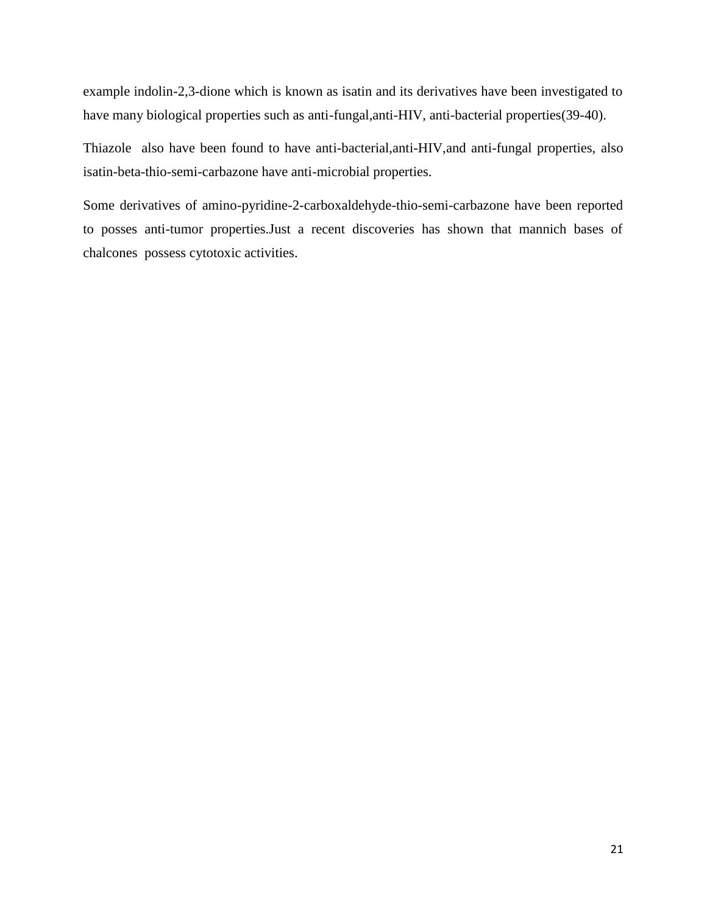example indolin-2,3-dione which is known as isatin and its derivatives have been investigated to have many biological properties such as anti-fungal,anti-HIV, anti-bacterial properties(39-40).

Thiazole also have been found to have anti-bacterial,anti-HIV,and anti-fungal properties, also isatin-beta-thio-semi-carbazone have anti-microbial properties.

Some derivatives of amino-pyridine-2-carboxaldehyde-thio-semi-carbazone have been reported to posses anti-tumor properties.Just a recent discoveries has shown that mannich bases of chalcones possess cytotoxic activities.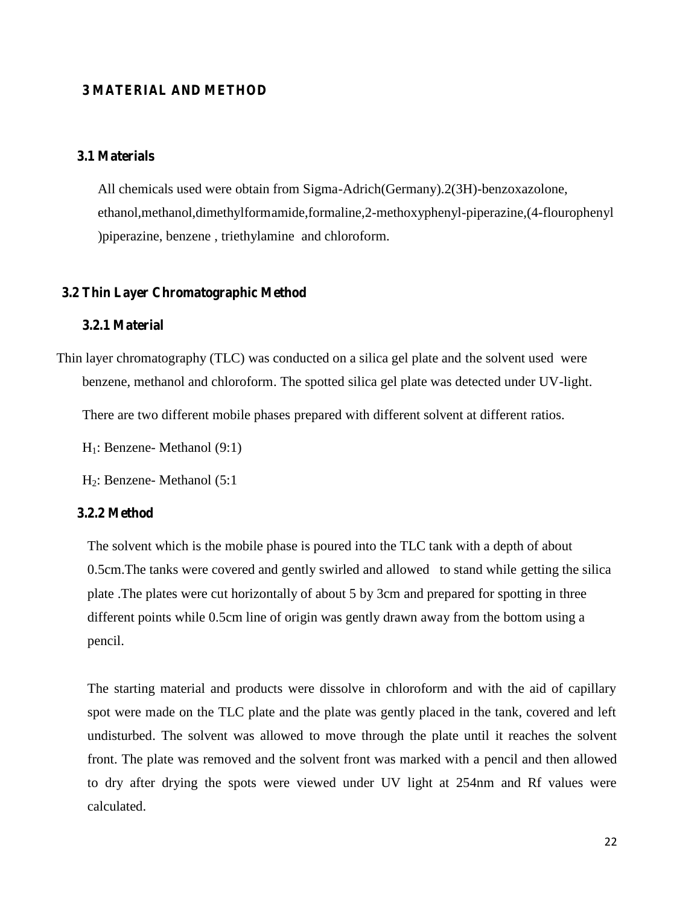# 3 MATERIAL AND METHOD

## 3.1 Materials

All chemicals used were obtain from Sigma-Adrich(Germany).2(3H)-benzoxazolone, ethanol,methanol,dimethylformamide,formaline,2-methoxyphenyl-piperazine,(4-flourophenyl )piperazine, benzene , triethylamine and chloroform.

## 3.2 Thin Layer Chromatographic Method

### 3.2.1 Material

Thin layer chromatography (TLC) was conducted on a silica gel plate and the solvent used were benzene, methanol and chloroform. The spotted silica gel plate was detected under UV-light.

There are two different mobile phases prepared with different solvent at different ratios.

$H_1$: Benzene- Methanol (9:1)

$H_2$: Benzene- Methanol (5:1

### 3.2.2 Method

The solvent which is the mobile phase is poured into the TLC tank with a depth of about 0.5cm.The tanks were covered and gently swirled and allowed to stand while getting the silica plate .The plates were cut horizontally of about 5 by 3cm and prepared for spotting in three different points while 0.5cm line of origin was gently drawn away from the bottom using a pencil.

The starting material and products were dissolve in chloroform and with the aid of capillary spot were made on the TLC plate and the plate was gently placed in the tank, covered and left undisturbed. The solvent was allowed to move through the plate until it reaches the solvent front. The plate was removed and the solvent front was marked with a pencil and then allowed to dry after drying the spots were viewed under UV light at 254nm and Rf values were calculated.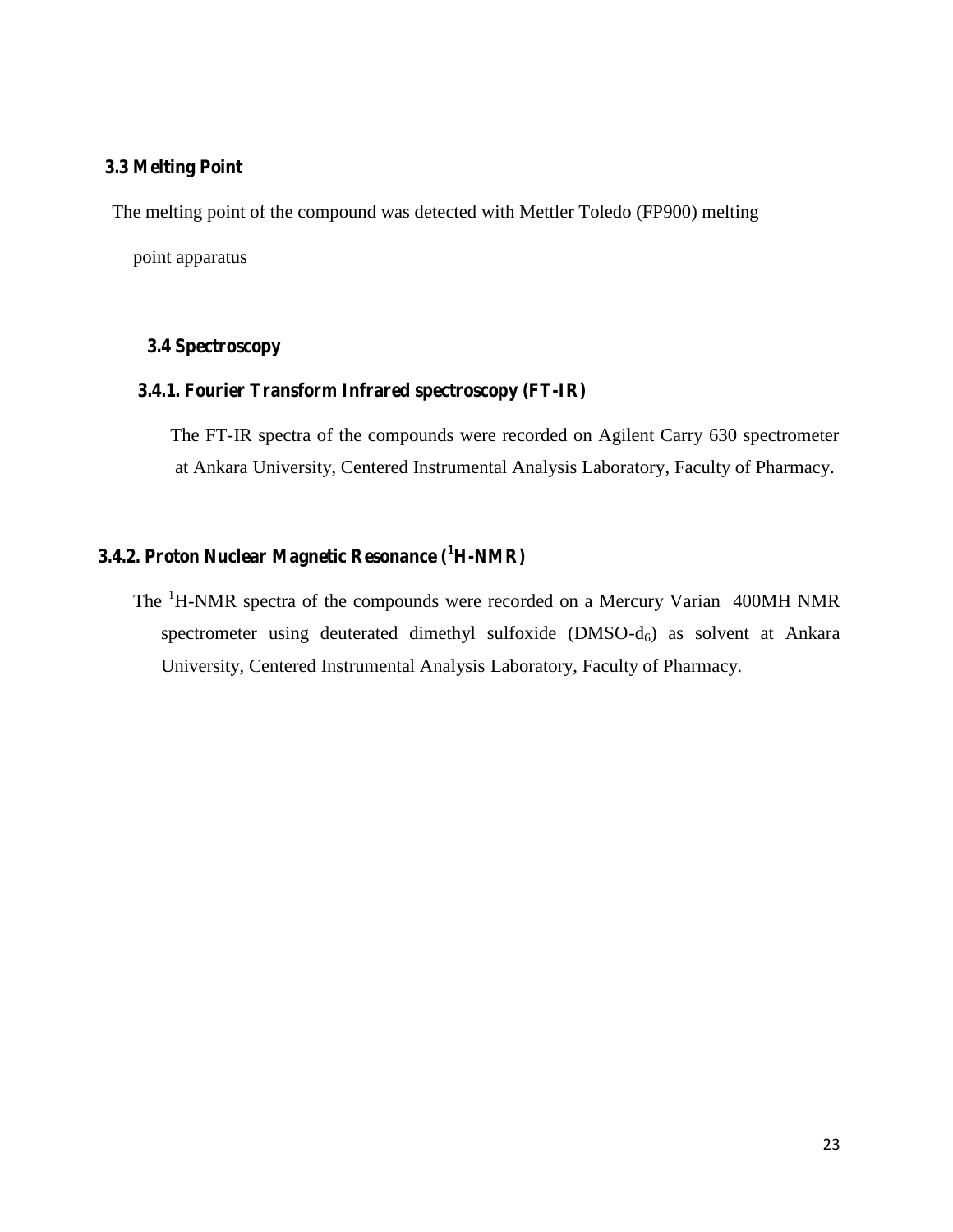## 3.3 Melting Point

The melting point of the compound was detected with Mettler Toledo (FP900) melting point apparatus

## 3.4 Spectroscopy

### 3.4.1. Fourier Transform Infrared spectroscopy (FT-IR)

The FT-IR spectra of the compounds were recorded on Agilent Carry 630 spectrometer at Ankara University, Centered Instrumental Analysis Laboratory, Faculty of Pharmacy.

### 3.4.2. Proton Nuclear Magnetic Resonance ($^1$H-NMR)

The $^1$H-NMR spectra of the compounds were recorded on a Mercury Varian 400MH NMR spectrometer using deuterated dimethyl sulfoxide (DMSO-$d_6$) as solvent at Ankara University, Centered Instrumental Analysis Laboratory, Faculty of Pharmacy.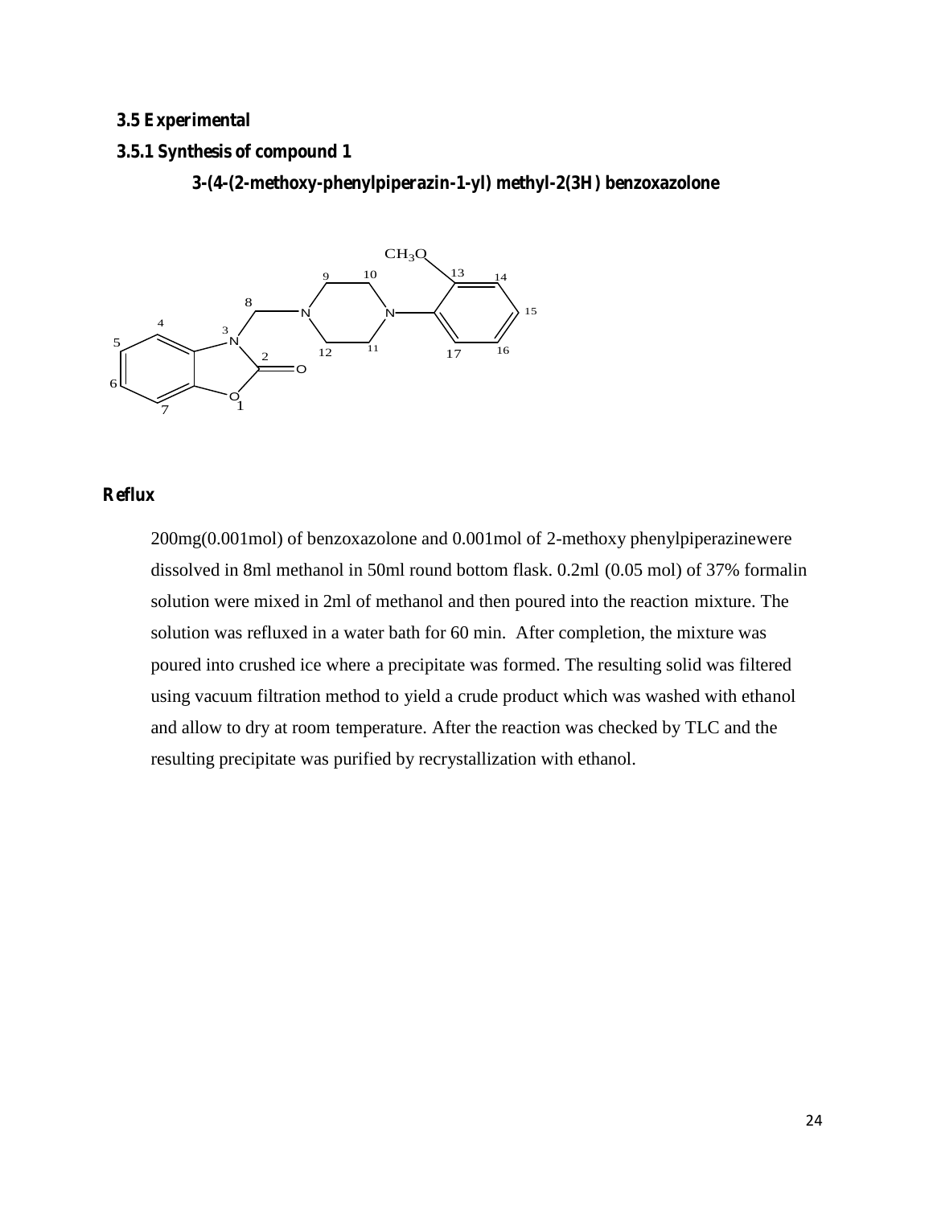### 3.5 Experimental

### 3.5.1 Synthesis of compound 1

**3-(4-(2-methoxy-phenylpiperazin-1-yl) methyl-2(3H) benzoxazolone**

**Reflux**

200mg(0.001mol) of benzoxazolone and 0.001mol of 2-methoxy phenylpiperazinewere dissolved in 8ml methanol in 50ml round bottom flask. 0.2ml (0.05 mol) of 37% formalin solution were mixed in 2ml of methanol and then poured into the reaction mixture. The solution was refluxed in a water bath for 60 min. After completion, the mixture was poured into crushed ice where a precipitate was formed. The resulting solid was filtered using vacuum filtration method to yield a crude product which was washed with ethanol and allow to dry at room temperature. After the reaction was checked by TLC and the resulting precipitate was purified by recrystallization with ethanol.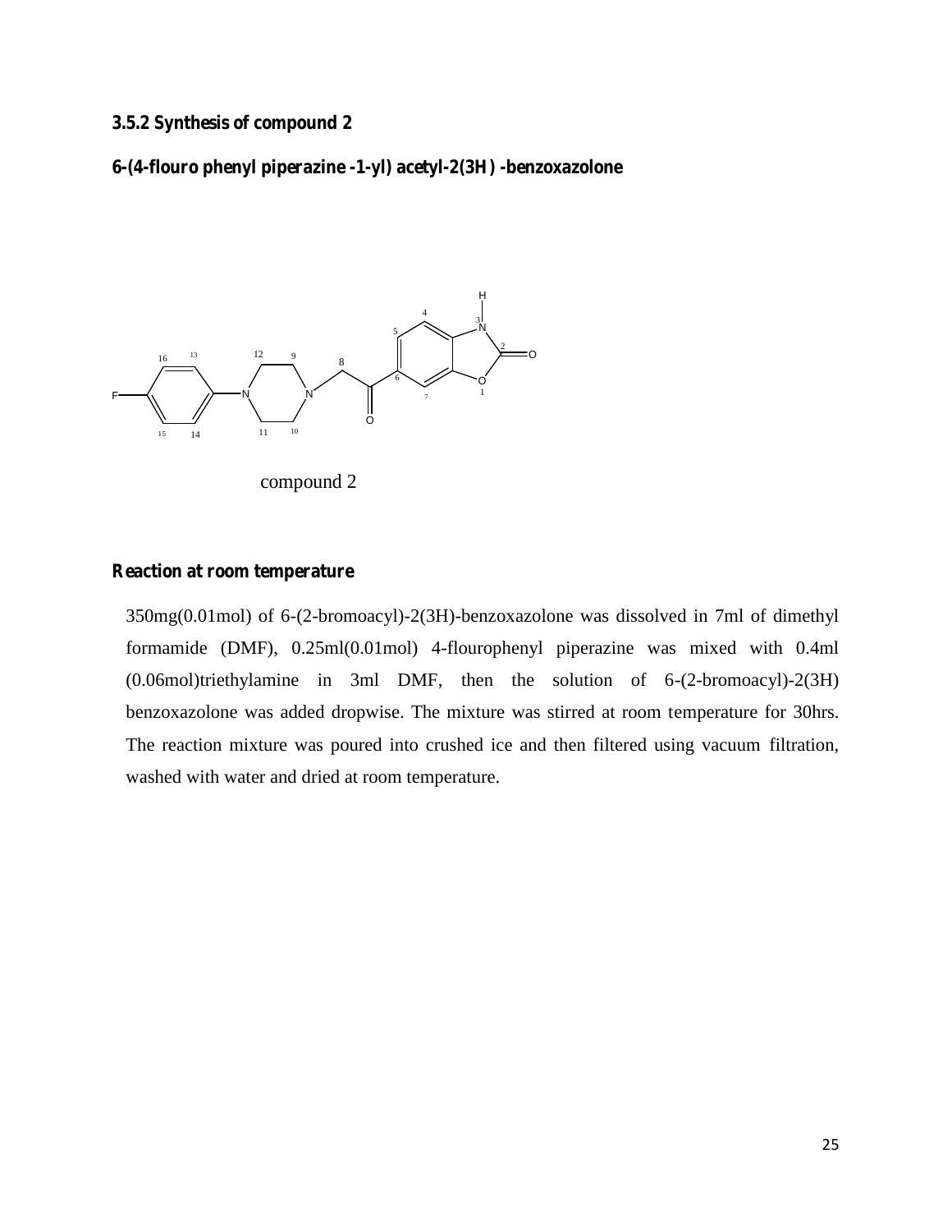### 3.5.2 Synthesis of compound 2

**6-(4-flouro phenyl piperazine -1-yl) acetyl-2(3H) -benzoxazolone**

compound 2

**Reaction at room temperature**

350mg(0.01mol) of 6-(2-bromoacyl)-2(3H)-benzoxazolone was dissolved in 7ml of dimethyl formamide (DMF), 0.25ml(0.01mol) 4-flourophenyl piperazine was mixed with 0.4ml (0.06mol)triethylamine in 3ml DMF, then the solution of 6-(2-bromoacyl)-2(3H) benzoxazolone was added dropwise. The mixture was stirred at room temperature for 30hrs. The reaction mixture was poured into crushed ice and then filtered using vacuum filtration, washed with water and dried at room temperature.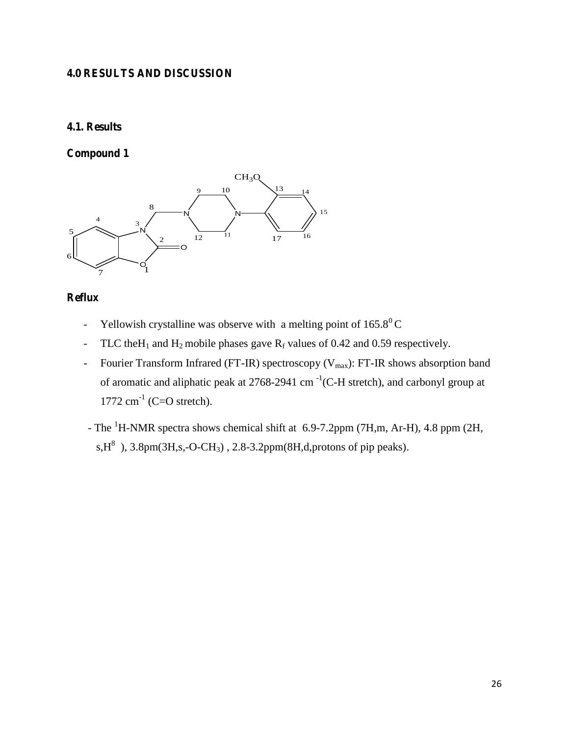# 4.0 RESULTS AND DISCUSSION

## 4.1. Results

### Compound 1

### Reflux

- Yellowish crystalline was observe with a melting point of $165.8^0$ C
- TLC the$H_1$ and $H_2$ mobile phases gave $R_f$ values of 0.42 and 0.59 respectively.
- Fourier Transform Infrared (FT-IR) spectroscopy ($V_{max}$): FT-IR shows absorption band of aromatic and aliphatic peak at 2768-2941 cm $^{-1}$(C-H stretch), and carbonyl group at 1772 cm$^{-1}$ (C=O stretch).
- The $^1$H-NMR spectra shows chemical shift at 6.9-7.2ppm (7H,m, Ar-H), 4.8 ppm (2H, s,$H^8$ ), 3.8pm(3H,s,-O-$CH_3$) , 2.8-3.2ppm(8H,d,protons of pip peaks).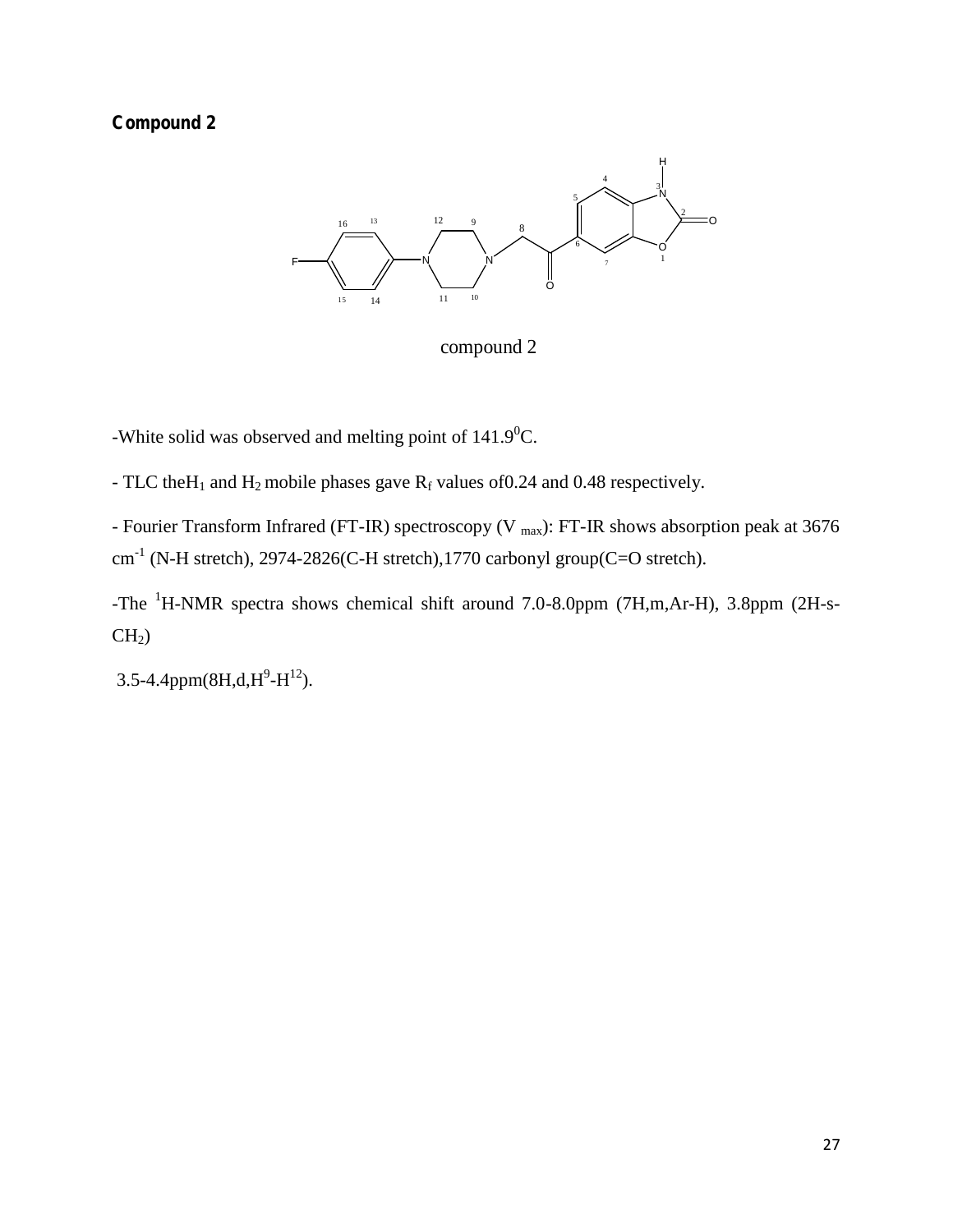**Compound 2**

compound 2

-White solid was observed and melting point of 141.9$^0$C.

- TLC the$H_1$ and $H_2$ mobile phases gave $R_f$ values of0.24 and 0.48 respectively.

- Fourier Transform Infrared (FT-IR) spectroscopy ($V_{max}$): FT-IR shows absorption peak at 3676 $cm^{-1}$ (N-H stretch), 2974-2826(C-H stretch),1770 carbonyl group(C=O stretch).

-The $^1$H-NMR spectra shows chemical shift around 7.0-8.0ppm (7H,m,Ar-H), 3.8ppm (2H-s-$CH_2$)

3.5-4.4ppm(8H,d,$H^9$-$H^{12}$).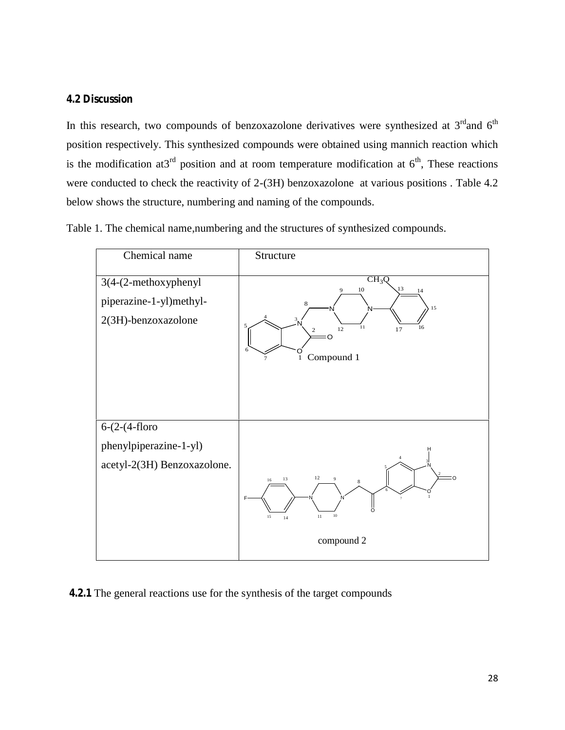## 4.2 Discussion

In this research, two compounds of benzoxazolone derivatives were synthesized at 3rdand 6th position respectively. This synthesized compounds were obtained using mannich reaction which is the modification at3rd position and at room temperature modification at 6th, These reactions were conducted to check the reactivity of 2-(3H) benzoxazolone at various positions . Table 4.2 below shows the structure, numbering and naming of the compounds.

Table 1. The chemical name,numbering and the structures of synthesized compounds.

| Chemical name | Structure |
|---|---|
| 3(4-(2-methoxyphenyl piperazine-1-yl)methyl-2(3H)-benzoxazolone | Compound 1 |
| 6-(2-(4-floro phenylpiperazine-1-yl) acetyl-2(3H) Benzoxazolone. | compound 2 |

**4.2.1** The general reactions use for the synthesis of the target compounds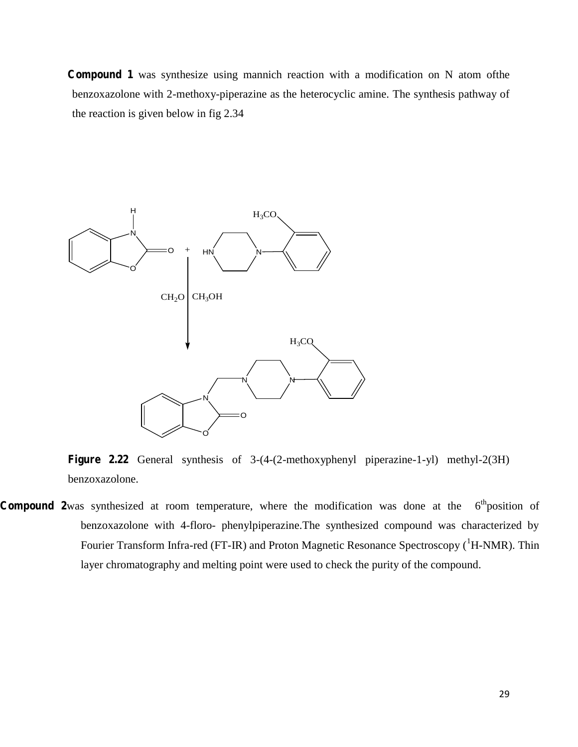**Compound 1** was synthesize using mannich reaction with a modification on N atom ofthe benzoxazolone with 2-methoxy-piperazine as the heterocyclic amine. The synthesis pathway of the reaction is given below in fig 2.34

**Figure 2.22** General synthesis of 3-(4-(2-methoxyphenyl piperazine-1-yl) methyl-2(3H) benzoxazolone.

**Compound 2**was synthesized at room temperature, where the modification was done at the 6[th]position of benzoxazolone with 4-floro- phenylpiperazine.The synthesized compound was characterized by Fourier Transform Infra-red (FT-IR) and Proton Magnetic Resonance Spectroscopy ([1]H-NMR). Thin layer chromatography and melting point were used to check the purity of the compound.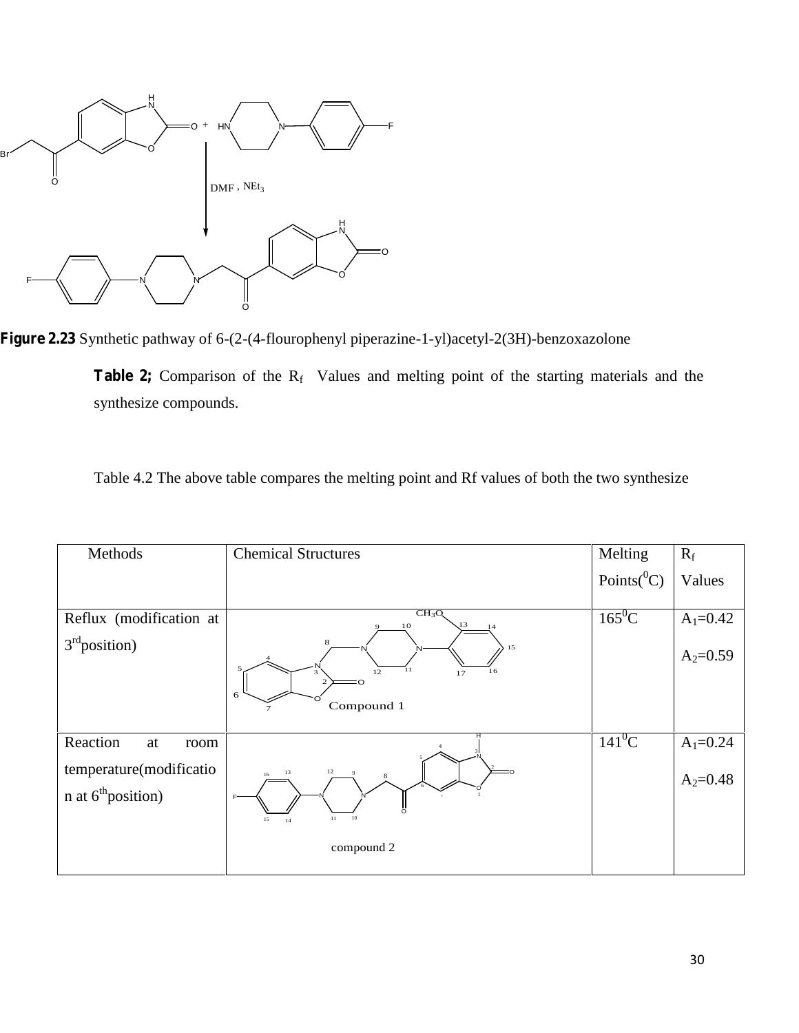**Figure 2.23** Synthetic pathway of 6-(2-(4-flourophenyl piperazine-1-yl)acetyl-2(3H)-benzoxazolone

**Table 2;** Comparison of the $R_f$ Values and melting point of the starting materials and the synthesize compounds.

Table 4.2 The above table compares the melting point and Rf values of both the two synthesize

| Methods | Chemical Structures | Melting Points($^0$C) | $R_f$ Values |
|---|---|---|---|
| Reflux (modification at 3$^{rd}$position) | Compound 1 | 165$^0$C | $A_1$=0.42<br>$A_2$=0.59 |
| Reaction at room temperature(modification at 6$^{th}$position) | compound 2 | 141$^0$C | $A_1$=0.24<br>$A_2$=0.48 |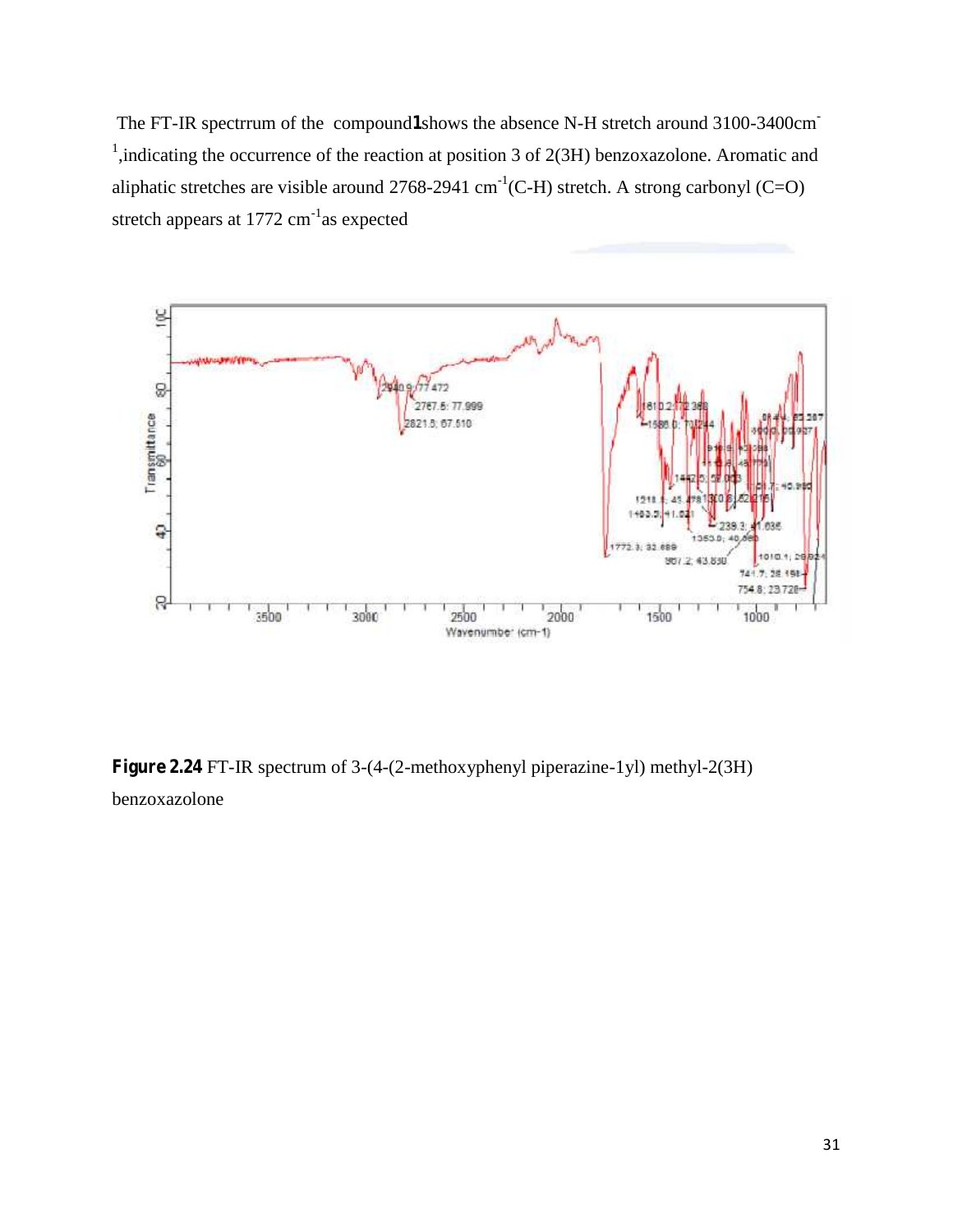The FT-IR spectrrum of the compound**1**shows the absence N-H stretch around 3100-3400cm$^{-1}$,indicating the occurrence of the reaction at position 3 of 2(3H) benzoxazolone. Aromatic and aliphatic stretches are visible around 2768-2941 cm$^{-1}$(C-H) stretch. A strong carbonyl (C=O) stretch appears at 1772 cm$^{-1}$as expected

**Figure 2.24** FT-IR spectrum of 3-(4-(2-methoxyphenyl piperazine-1yl) methyl-2(3H) benzoxazolone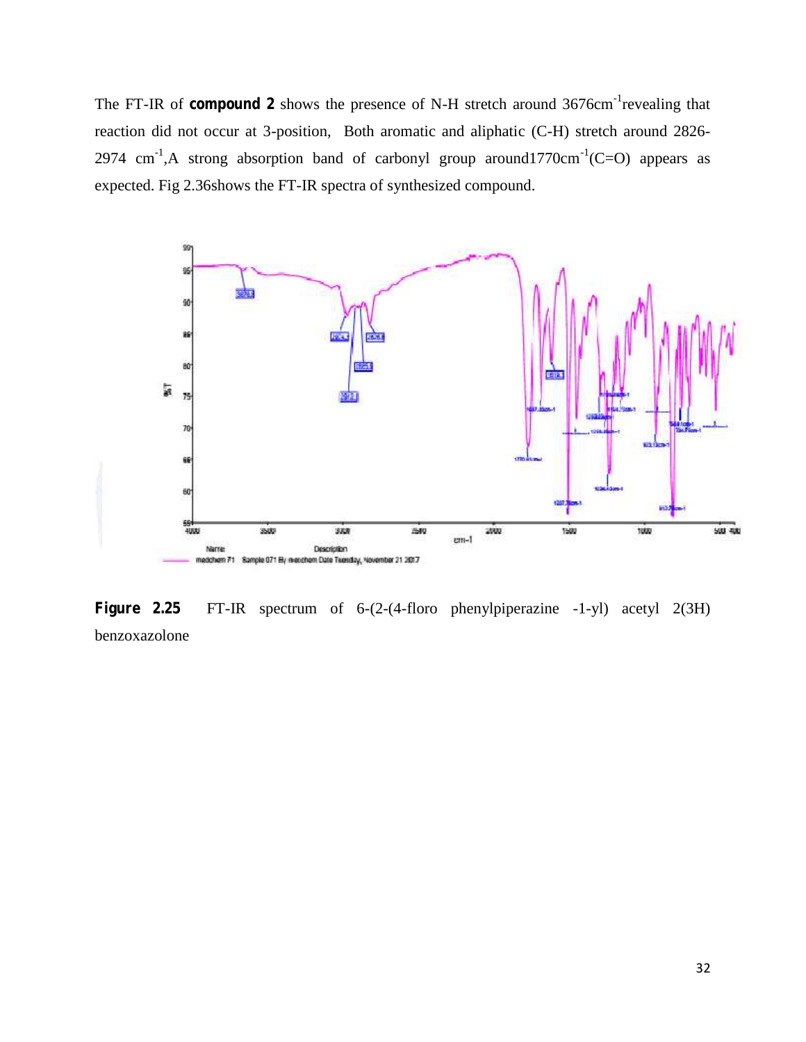The FT-IR of **compound 2** shows the presence of N-H stretch around 3676cm$^{-1}$revealing that reaction did not occur at 3-position,  Both aromatic and aliphatic (C-H) stretch around 2826-2974 cm$^{-1}$,A strong absorption band of carbonyl group around1770cm$^{-1}$(C=O) appears as expected. Fig 2.36shows the FT-IR spectra of synthesized compound.

**Figure 2.25** FT-IR spectrum of 6-(2-(4-floro phenylpiperazine -1-yl) acetyl 2(3H) benzoxazolone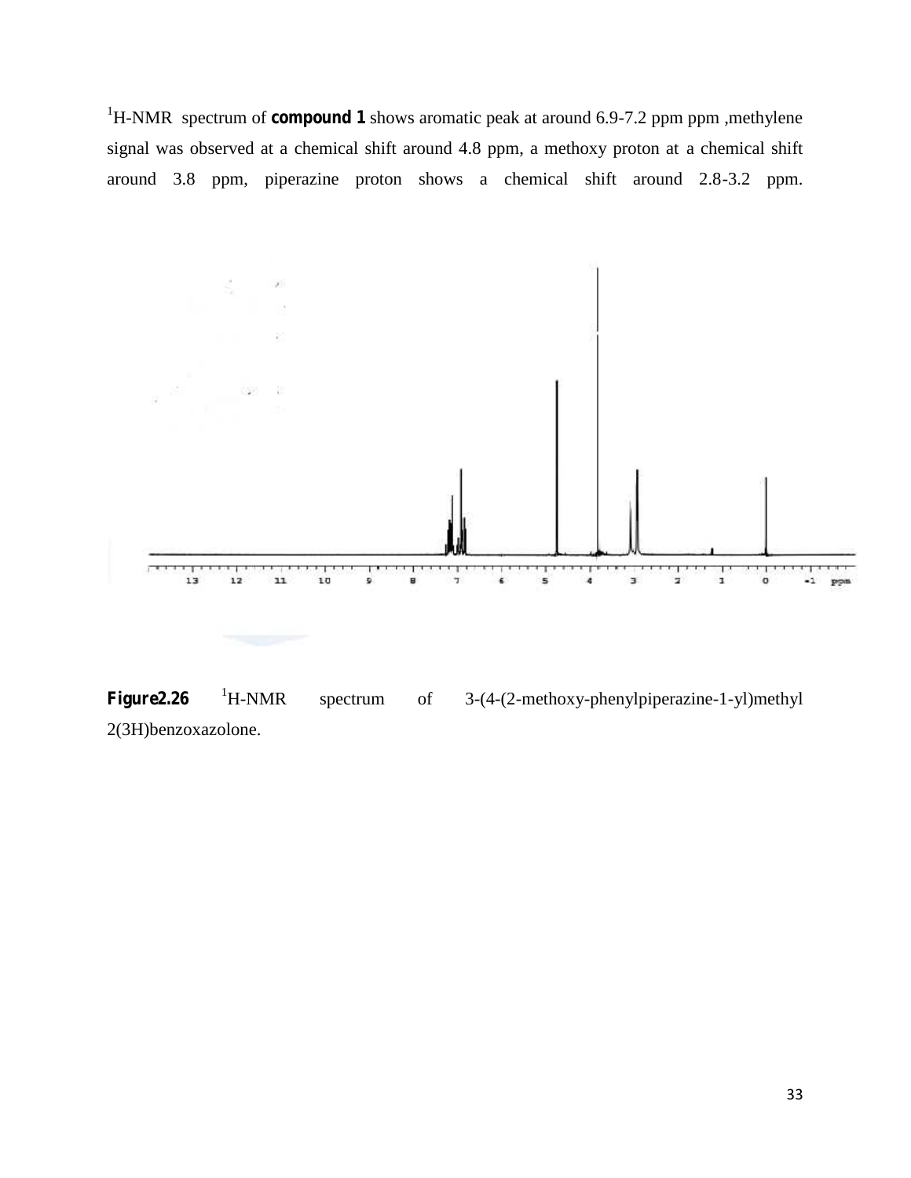$^{1}$H-NMR spectrum of **compound 1** shows aromatic peak at around 6.9-7.2 ppm ppm ,methylene signal was observed at a chemical shift around 4.8 ppm, a methoxy proton at a chemical shift around 3.8 ppm, piperazine proton shows a chemical shift around 2.8-3.2 ppm.

**Figure2.26** $^{1}$H-NMR spectrum of 3-(4-(2-methoxy-phenylpiperazine-1-yl)methyl 2(3H)benzoxazolone.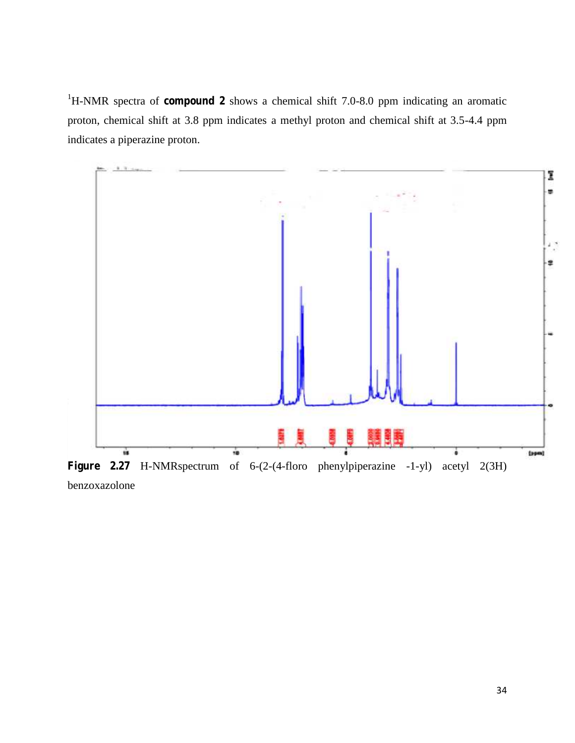$^{1}$H-NMR spectra of **compound 2** shows a chemical shift 7.0-8.0 ppm indicating an aromatic proton, chemical shift at 3.8 ppm indicates a methyl proton and chemical shift at 3.5-4.4 ppm indicates a piperazine proton.

**Figure 2.27** H-NMRspectrum of 6-(2-(4-floro phenylpiperazine -1-yl) acetyl 2(3H) benzoxazolone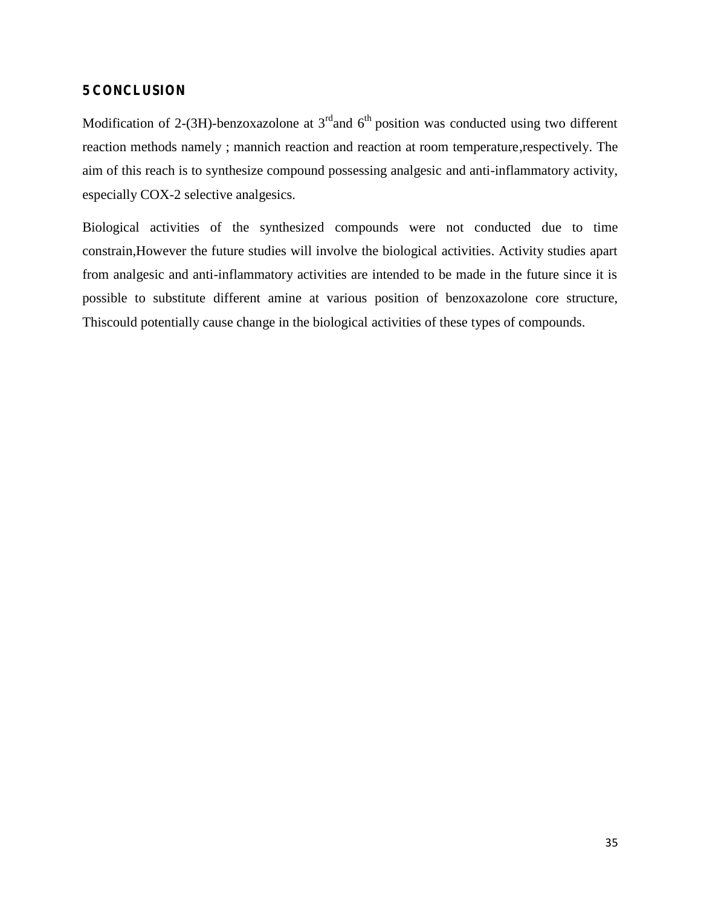# 5 CONCLUSION

Modification of 2-(3H)-benzoxazolone at 3rdand 6th position was conducted using two different reaction methods namely ; mannich reaction and reaction at room temperature,respectively. The aim of this reach is to synthesize compound possessing analgesic and anti-inflammatory activity, especially COX-2 selective analgesics.

Biological activities of the synthesized compounds were not conducted due to time constrain,However the future studies will involve the biological activities. Activity studies apart from analgesic and anti-inflammatory activities are intended to be made in the future since it is possible to substitute different amine at various position of benzoxazolone core structure, Thiscould potentially cause change in the biological activities of these types of compounds.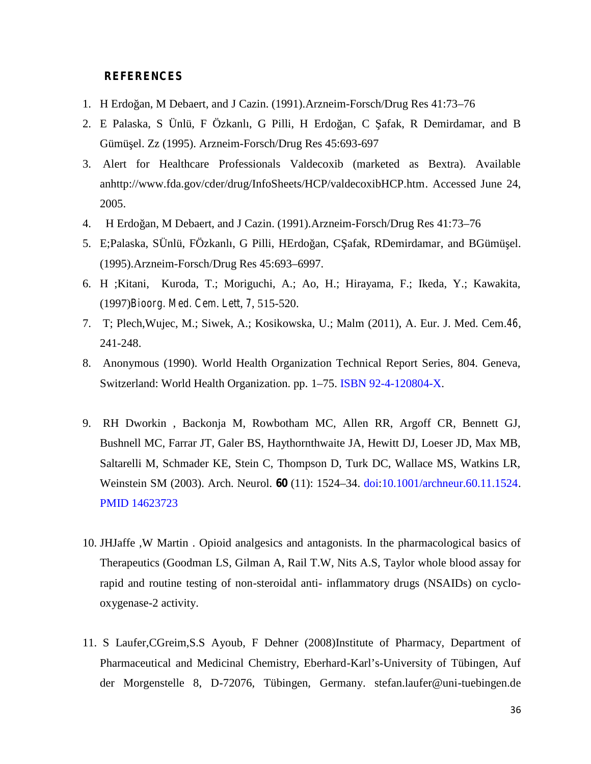## REFERENCES

1. H Erdoğan, M Debaert, and J Cazin. (1991).Arzneim-Forsch/Drug Res 41:73–76
2. E Palaska, S Ünlü, F Özkanlı, G Pilli, H Erdoğan, C Şafak, R Demirdamar, and B Gümüşel. Zz (1995). Arzneim-Forsch/Drug Res 45:693-697
3. Alert for Healthcare Professionals Valdecoxib (marketed as Bextra). Available anhttp://www.fda.gov/cder/drug/InfoSheets/HCP/valdecoxibHCP.htm. Accessed June 24, 2005.
4. H Erdoğan, M Debaert, and J Cazin. (1991).Arzneim-Forsch/Drug Res 41:73–76
5. E;Palaska, SÜnlü, FÖzkanlı, G Pilli, HErdoğan, CŞafak, RDemirdamar, and BGümüşel. (1995).Arzneim-Forsch/Drug Res 45:693–6997.
6. H ;Kitani, Kuroda, T.; Moriguchi, A.; Ao, H.; Hirayama, F.; Ikeda, Y.; Kawakita, (1997)*Bioorg. Med. Cem. Lett*, *7*, 515-520.
7. T; Plech,Wujec, M.; Siwek, A.; Kosikowska, U.; Malm (2011), A. Eur. J. Med. Cem.*46*, 241-248.
8. Anonymous (1990). World Health Organization Technical Report Series, 804. Geneva, Switzerland: World Health Organization. pp. 1–75. ISBN 92-4-120804-X.
9. RH Dworkin , Backonja M, Rowbotham MC, Allen RR, Argoff CR, Bennett GJ, Bushnell MC, Farrar JT, Galer BS, Haythornthwaite JA, Hewitt DJ, Loeser JD, Max MB, Saltarelli M, Schmader KE, Stein C, Thompson D, Turk DC, Wallace MS, Watkins LR, Weinstein SM (2003). Arch. Neurol. **60** (11): 1524–34. doi:10.1001/archneur.60.11.1524. PMID 14623723
10. JHJaffe ,W Martin . Opioid analgesics and antagonists. In the pharmacological basics of Therapeutics (Goodman LS, Gilman A, Rail T.W, Nits A.S, Taylor whole blood assay for rapid and routine testing of non-steroidal anti- inflammatory drugs (NSAIDs) on cyclo-oxygenase-2 activity.
11. S Laufer,CGreim,S.S Ayoub, F Dehner (2008)Institute of Pharmacy, Department of Pharmaceutical and Medicinal Chemistry, Eberhard-Karl's-University of Tübingen, Auf der Morgenstelle 8, D-72076, Tübingen, Germany. stefan.laufer@uni-tuebingen.de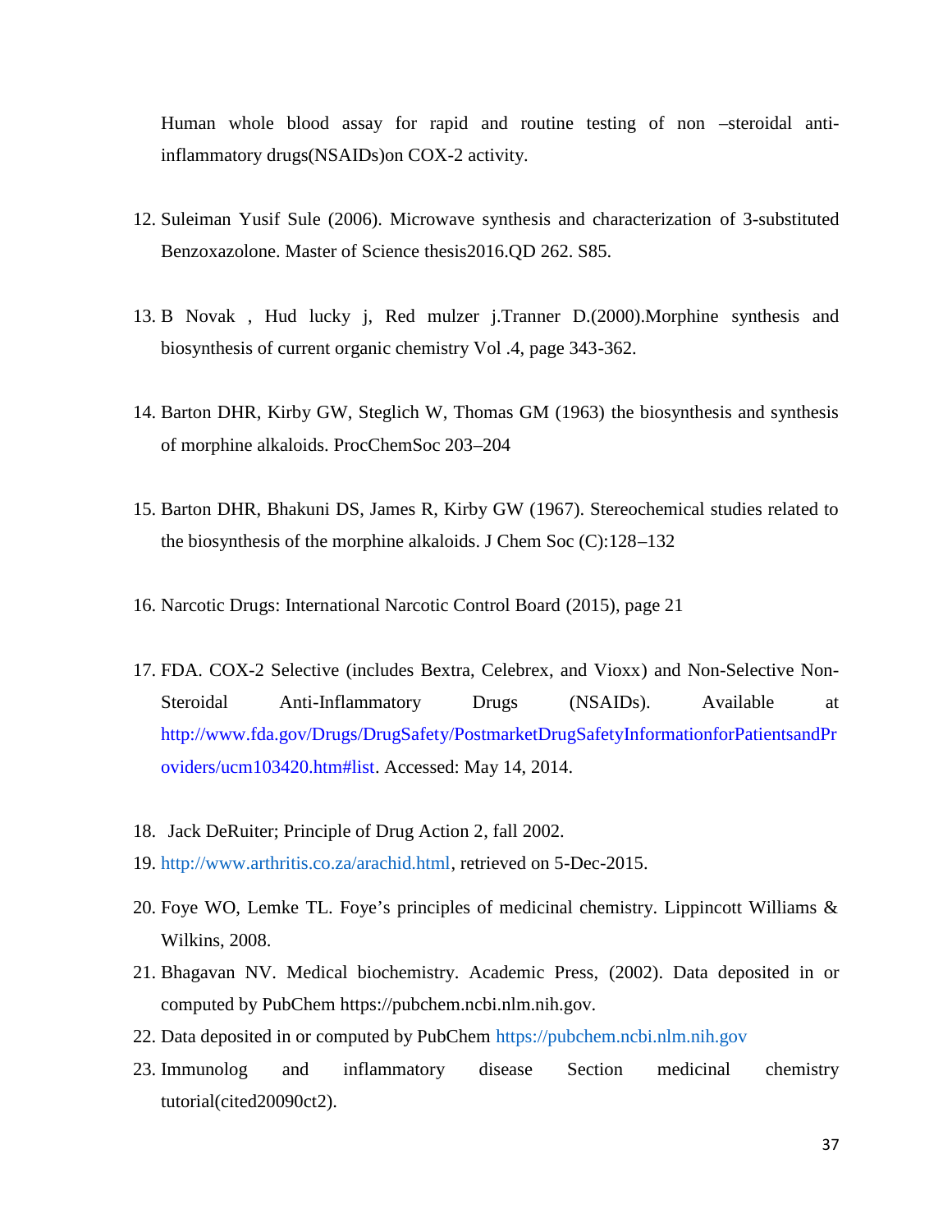Human whole blood assay for rapid and routine testing of non –steroidal anti-inflammatory drugs(NSAIDs)on COX-2 activity.

12. Suleiman Yusif Sule (2006). Microwave synthesis and characterization of 3-substituted Benzoxazolone. Master of Science thesis2016.QD 262. S85.

13. B Novak , Hud lucky j, Red mulzer j.Tranner D.(2000).Morphine synthesis and biosynthesis of current organic chemistry Vol .4, page 343-362.

14. Barton DHR, Kirby GW, Steglich W, Thomas GM (1963) the biosynthesis and synthesis of morphine alkaloids. ProcChemSoc 203–204

15. Barton DHR, Bhakuni DS, James R, Kirby GW (1967). Stereochemical studies related to the biosynthesis of the morphine alkaloids. J Chem Soc (C):128–132

16. Narcotic Drugs: International Narcotic Control Board (2015), page 21

17. FDA. COX-2 Selective (includes Bextra, Celebrex, and Vioxx) and Non-Selective Non-Steroidal Anti-Inflammatory Drugs (NSAIDs). Available at http://www.fda.gov/Drugs/DrugSafety/PostmarketDrugSafetyInformationforPatientsandProviders/ucm103420.htm#list. Accessed: May 14, 2014.

18. Jack DeRuiter; Principle of Drug Action 2, fall 2002.
19. http://www.arthritis.co.za/arachid.html, retrieved on 5-Dec-2015.
20. Foye WO, Lemke TL. Foye's principles of medicinal chemistry. Lippincott Williams & Wilkins, 2008.
21. Bhagavan NV. Medical biochemistry. Academic Press, (2002). Data deposited in or computed by PubChem https://pubchem.ncbi.nlm.nih.gov.
22. Data deposited in or computed by PubChem https://pubchem.ncbi.nlm.nih.gov
23. Immunolog and inflammatory disease Section medicinal chemistry tutorial(cited20090ct2).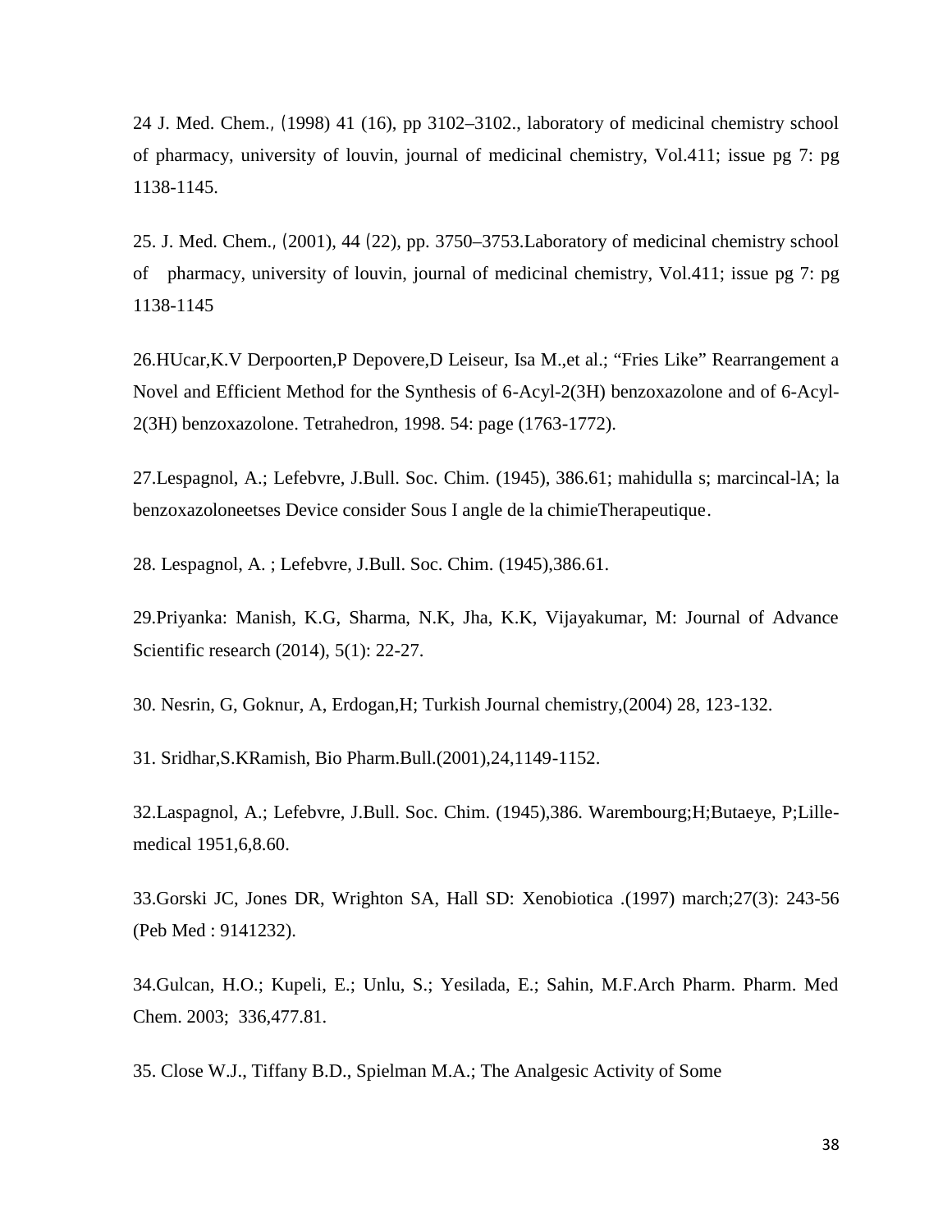24 J. Med. Chem., (1998) 41 (16), pp 3102–3102., laboratory of medicinal chemistry school of pharmacy, university of louvin, journal of medicinal chemistry, Vol.411; issue pg 7: pg 1138-1145.

25. J. Med. Chem., (2001), 44 (22), pp. 3750–3753.Laboratory of medicinal chemistry school of pharmacy, university of louvin, journal of medicinal chemistry, Vol.411; issue pg 7: pg 1138-1145

26.HUcar,K.V Derpoorten,P Depovere,D Leiseur, Isa M.,et al.; "Fries Like" Rearrangement a Novel and Efficient Method for the Synthesis of 6-Acyl-2(3H) benzoxazolone and of 6-Acyl-2(3H) benzoxazolone. Tetrahedron, 1998. 54: page (1763-1772).

27.Lespagnol, A.; Lefebvre, J.Bull. Soc. Chim. (1945), 386.61; mahidulla s; marcincal-lA; la benzoxazoloneetses Device consider Sous I angle de la chimieTherapeutique.

28. Lespagnol, A. ; Lefebvre, J.Bull. Soc. Chim. (1945),386.61.

29.Priyanka: Manish, K.G, Sharma, N.K, Jha, K.K, Vijayakumar, M: Journal of Advance Scientific research (2014), 5(1): 22-27.

30. Nesrin, G, Goknur, A, Erdogan,H; Turkish Journal chemistry,(2004) 28, 123-132.

31. Sridhar,S.KRamish, Bio Pharm.Bull.(2001),24,1149-1152.

32.Laspagnol, A.; Lefebvre, J.Bull. Soc. Chim. (1945),386. Warembourg;H;Butaeye, P;Lille-medical 1951,6,8.60.

33.Gorski JC, Jones DR, Wrighton SA, Hall SD: Xenobiotica .(1997) march;27(3): 243-56 (Peb Med : 9141232).

34.Gulcan, H.O.; Kupeli, E.; Unlu, S.; Yesilada, E.; Sahin, M.F.Arch Pharm. Pharm. Med Chem. 2003; 336,477.81.

35. Close W.J., Tiffany B.D., Spielman M.A.; The Analgesic Activity of Some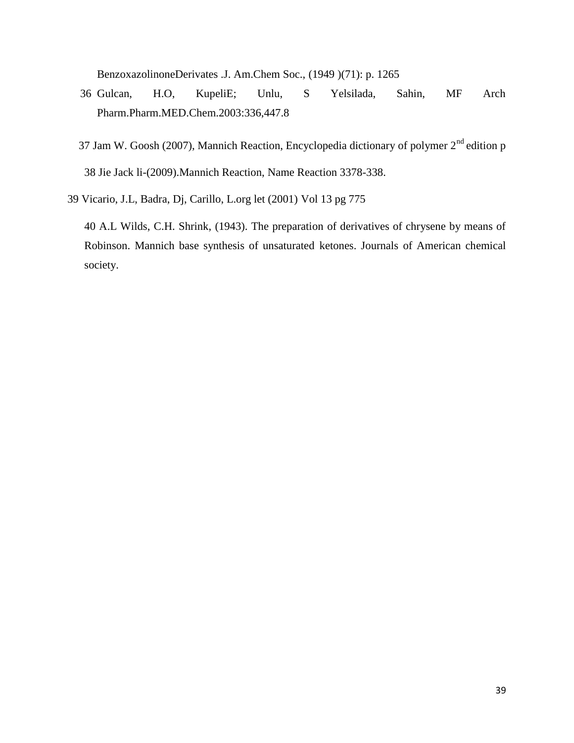BenzoxazolinoneDerivates .J. Am.Chem Soc., (1949 )(71): p. 1265

36 Gulcan, H.O, KupeliE; Unlu, S Yelsilada, Sahin, MF Arch Pharm.Pharm.MED.Chem.2003:336,447.8

37 Jam W. Goosh (2007), Mannich Reaction, Encyclopedia dictionary of polymer 2nd edition p

38 Jie Jack li-(2009).Mannich Reaction, Name Reaction 3378-338.

39 Vicario, J.L, Badra, Dj, Carillo, L.org let (2001) Vol 13 pg 775

40 A.L Wilds, C.H. Shrink, (1943). The preparation of derivatives of chrysene by means of Robinson. Mannich base synthesis of unsaturated ketones. Journals of American chemical society.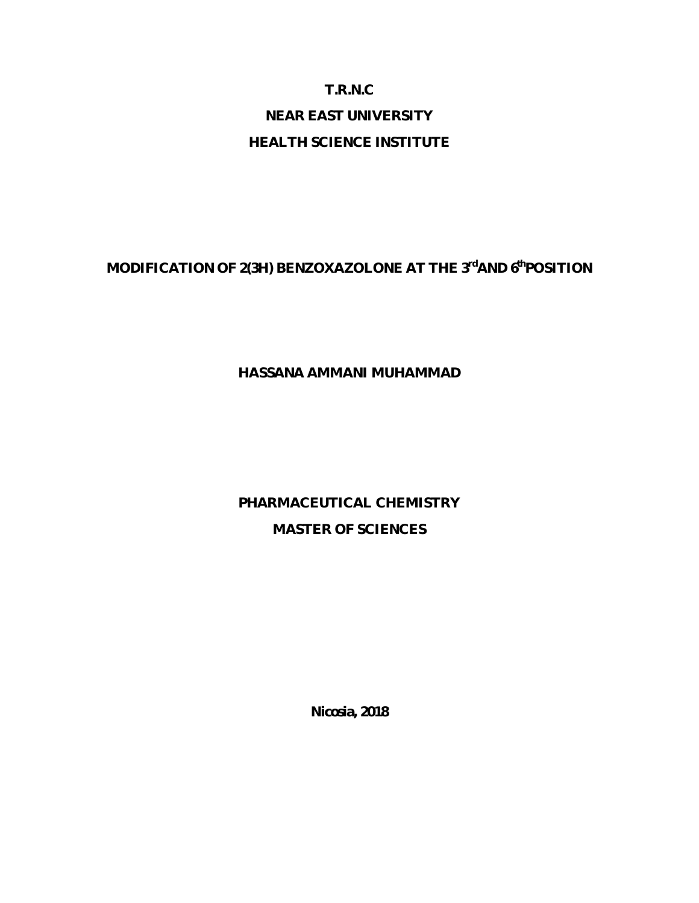**T.R.N.C**

**NEAR EAST UNIVERSITY**

**HEALTH SCIENCE INSTITUTE**

**MODIFICATION OF 2(3H) BENZOXAZOLONE AT THE 3rd AND 6th POSITION**

**HASSANA AMMANI MUHAMMAD**

**PHARMACEUTICAL CHEMISTRY**

**MASTER OF SCIENCES**

**Nicosia, 2018**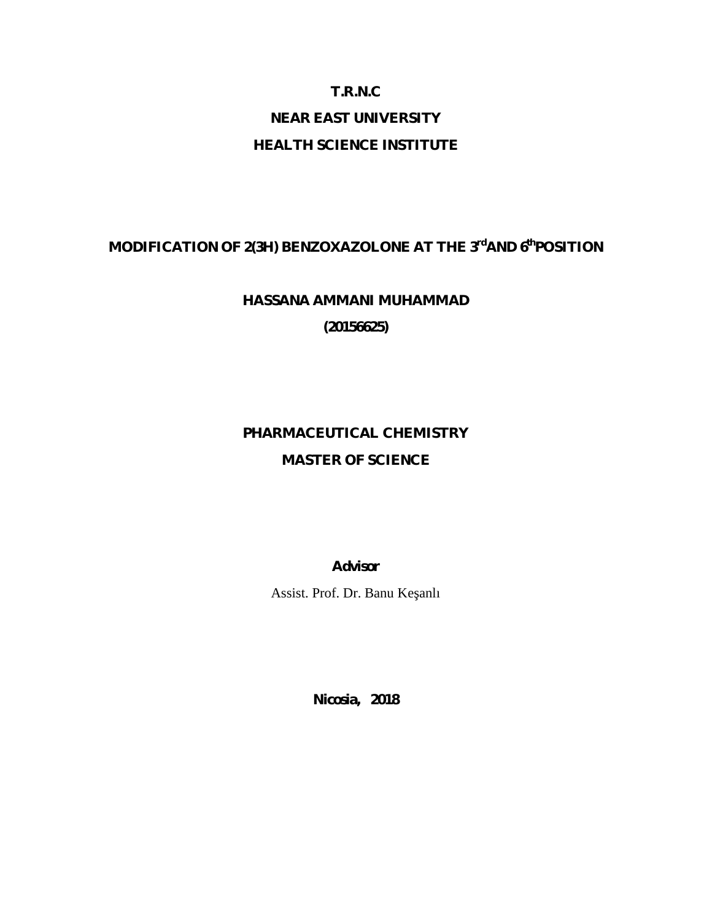**T.R.N.C**

**NEAR EAST UNIVERSITY**

**HEALTH SCIENCE INSTITUTE**

**MODIFICATION OF 2(3H) BENZOXAZOLONE AT THE 3rd AND 6th POSITION**

**HASSANA AMMANI MUHAMMAD**

**(20156625)**

**PHARMACEUTICAL CHEMISTRY**

**MASTER OF SCIENCE**

**Advisor**

Assist. Prof. Dr. Banu Keşanlı

**Nicosia, 2018**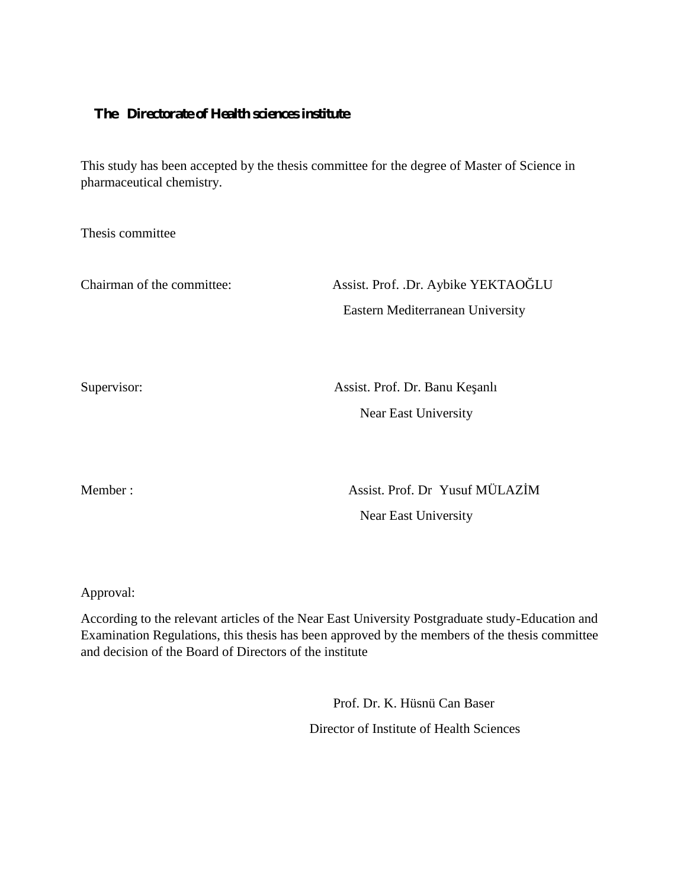**The Directorate of Health sciences institute**

This study has been accepted by the thesis committee for the degree of Master of Science in pharmaceutical chemistry.

Thesis committee

Chairman of the committee: Assist. Prof. .Dr. Aybike YEKTAOĞLU
Eastern Mediterranean University

Supervisor: Assist. Prof. Dr. Banu Keşanlı
Near East University

Member : Assist. Prof. Dr Yusuf MÜLAZİM
Near East University

Approval:

According to the relevant articles of the Near East University Postgraduate study-Education and Examination Regulations, this thesis has been approved by the members of the thesis committee and decision of the Board of Directors of the institute

Prof. Dr. K. Hüsnü Can Baser
Director of Institute of Health Sciences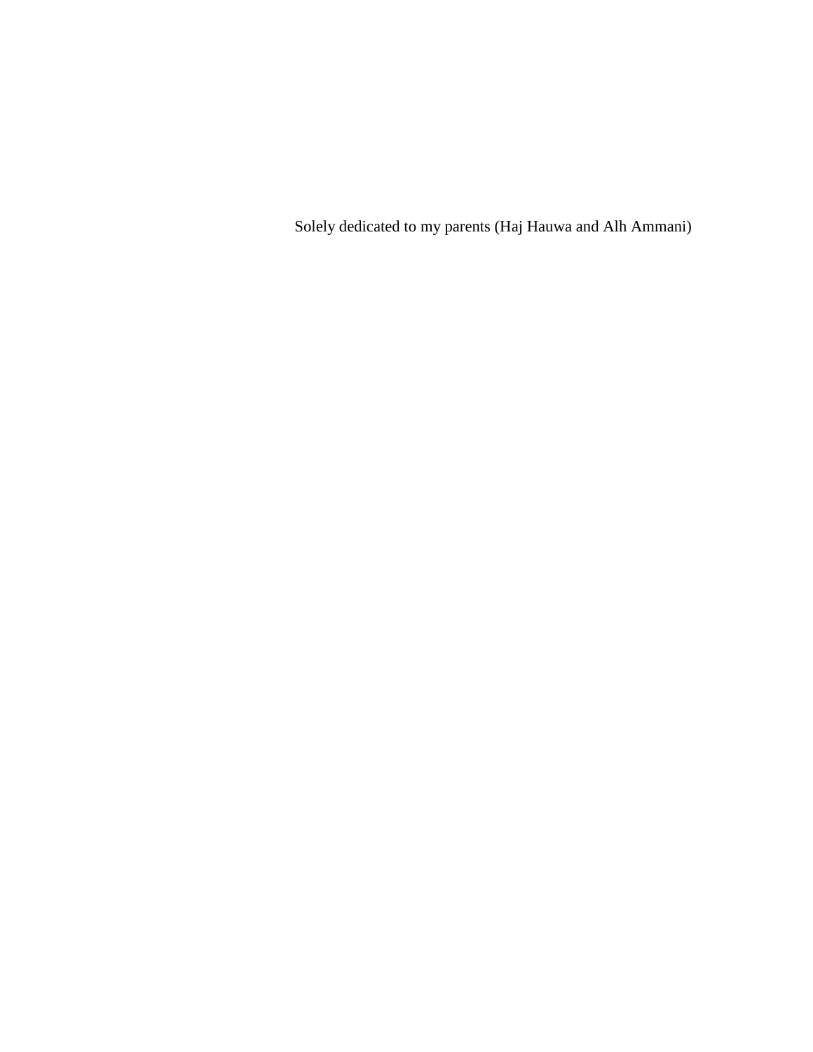Solely dedicated to my parents (Haj Hauwa and Alh Ammani)